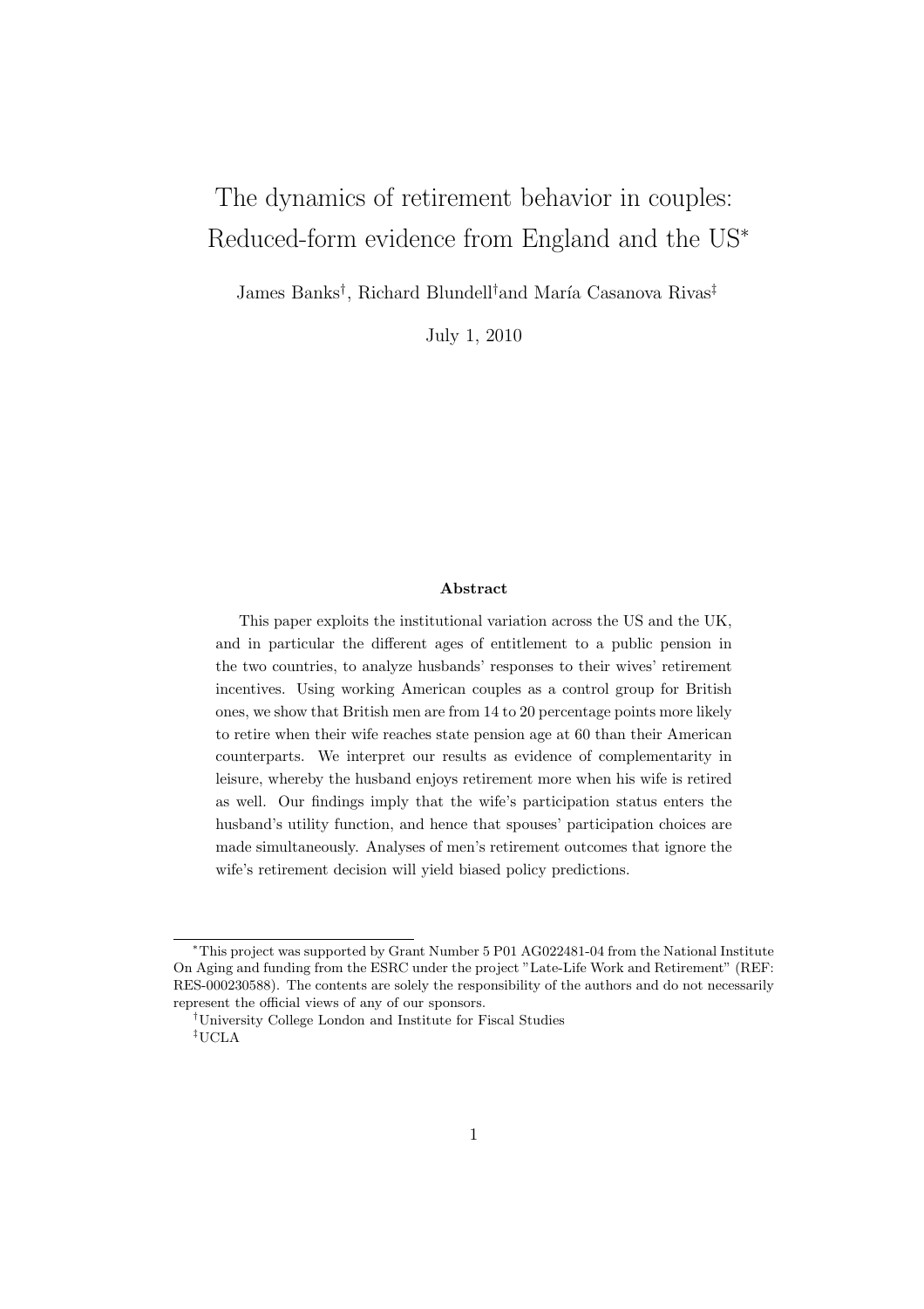# The dynamics of retirement behavior in couples: Reduced-form evidence from England and the US[*]

James Banks[†], Richard Blundell[†]and María Casanova Rivas[‡]

July 1, 2010

### Abstract

This paper exploits the institutional variation across the US and the UK, and in particular the different ages of entitlement to a public pension in the two countries, to analyze husbands' responses to their wives' retirement incentives. Using working American couples as a control group for British ones, we show that British men are from 14 to 20 percentage points more likely to retire when their wife reaches state pension age at 60 than their American counterparts. We interpret our results as evidence of complementarity in leisure, whereby the husband enjoys retirement more when his wife is retired as well. Our findings imply that the wife's participation status enters the husband's utility function, and hence that spouses' participation choices are made simultaneously. Analyses of men's retirement outcomes that ignore the wife's retirement decision will yield biased policy predictions.

[*]This project was supported by Grant Number 5 P01 AG022481-04 from the National Institute On Aging and funding from the ESRC under the project "Late-Life Work and Retirement" (REF: RES-000230588). The contents are solely the responsibility of the authors and do not necessarily represent the official views of any of our sponsors.

[†]University College London and Institute for Fiscal Studies

[‡]UCLA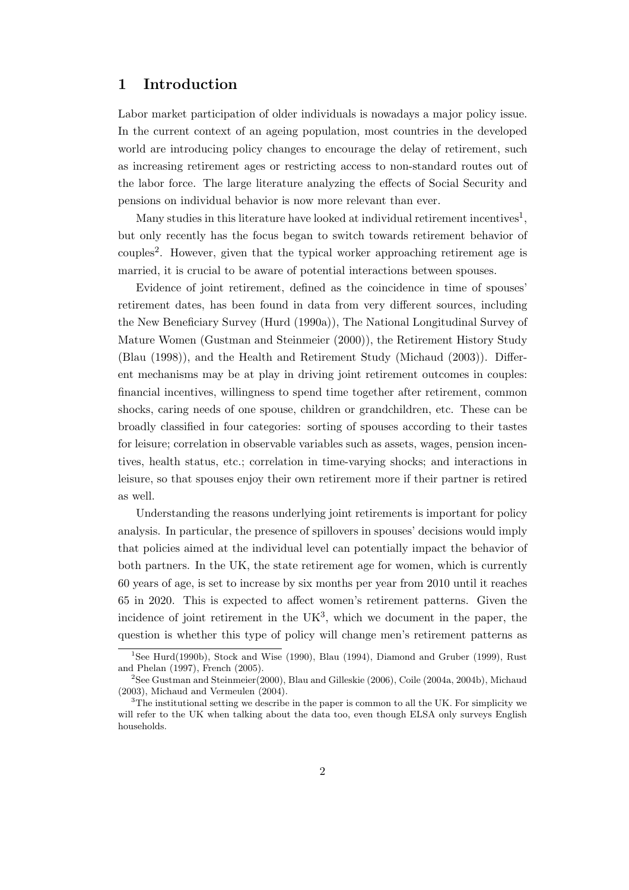## 1 Introduction

Labor market participation of older individuals is nowadays a major policy issue. In the current context of an ageing population, most countries in the developed world are introducing policy changes to encourage the delay of retirement, such as increasing retirement ages or restricting access to non-standard routes out of the labor force. The large literature analyzing the effects of Social Security and pensions on individual behavior is now more relevant than ever.

Many studies in this literature have looked at individual retirement incentives[1], but only recently has the focus began to switch towards retirement behavior of couples[2]. However, given that the typical worker approaching retirement age is married, it is crucial to be aware of potential interactions between spouses.

Evidence of joint retirement, defined as the coincidence in time of spouses' retirement dates, has been found in data from very different sources, including the New Beneficiary Survey (Hurd (1990a)), The National Longitudinal Survey of Mature Women (Gustman and Steinmeier (2000)), the Retirement History Study (Blau (1998)), and the Health and Retirement Study (Michaud (2003)). Different mechanisms may be at play in driving joint retirement outcomes in couples: financial incentives, willingness to spend time together after retirement, common shocks, caring needs of one spouse, children or grandchildren, etc. These can be broadly classified in four categories: sorting of spouses according to their tastes for leisure; correlation in observable variables such as assets, wages, pension incentives, health status, etc.; correlation in time-varying shocks; and interactions in leisure, so that spouses enjoy their own retirement more if their partner is retired as well.

Understanding the reasons underlying joint retirements is important for policy analysis. In particular, the presence of spillovers in spouses' decisions would imply that policies aimed at the individual level can potentially impact the behavior of both partners. In the UK, the state retirement age for women, which is currently 60 years of age, is set to increase by six months per year from 2010 until it reaches 65 in 2020. This is expected to affect women's retirement patterns. Given the incidence of joint retirement in the UK[3], which we document in the paper, the question is whether this type of policy will change men's retirement patterns as

[1] See Hurd(1990b), Stock and Wise (1990), Blau (1994), Diamond and Gruber (1999), Rust and Phelan (1997), French (2005).

[2] See Gustman and Steinmeier(2000), Blau and Gilleskie (2006), Coile (2004a, 2004b), Michaud (2003), Michaud and Vermeulen (2004).

[3] The institutional setting we describe in the paper is common to all the UK. For simplicity we will refer to the UK when talking about the data too, even though ELSA only surveys English households.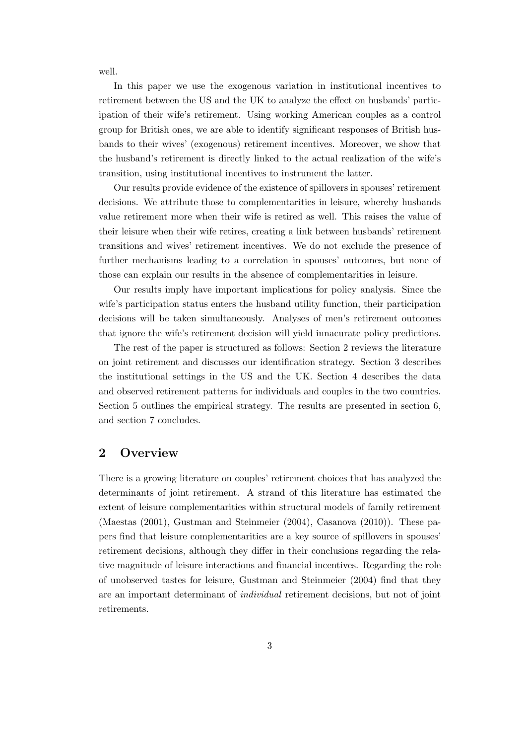well.

In this paper we use the exogenous variation in institutional incentives to retirement between the US and the UK to analyze the effect on husbands' participation of their wife's retirement. Using working American couples as a control group for British ones, we are able to identify significant responses of British husbands to their wives' (exogenous) retirement incentives. Moreover, we show that the husband's retirement is directly linked to the actual realization of the wife's transition, using institutional incentives to instrument the latter.

Our results provide evidence of the existence of spillovers in spouses' retirement decisions. We attribute those to complementarities in leisure, whereby husbands value retirement more when their wife is retired as well. This raises the value of their leisure when their wife retires, creating a link between husbands' retirement transitions and wives' retirement incentives. We do not exclude the presence of further mechanisms leading to a correlation in spouses' outcomes, but none of those can explain our results in the absence of complementarities in leisure.

Our results imply have important implications for policy analysis. Since the wife's participation status enters the husband utility function, their participation decisions will be taken simultaneously. Analyses of men's retirement outcomes that ignore the wife's retirement decision will yield innacurate policy predictions.

The rest of the paper is structured as follows: Section 2 reviews the literature on joint retirement and discusses our identification strategy. Section 3 describes the institutional settings in the US and the UK. Section 4 describes the data and observed retirement patterns for individuals and couples in the two countries. Section 5 outlines the empirical strategy. The results are presented in section 6, and section 7 concludes.

## 2 Overview

There is a growing literature on couples' retirement choices that has analyzed the determinants of joint retirement. A strand of this literature has estimated the extent of leisure complementarities within structural models of family retirement (Maestas (2001), Gustman and Steinmeier (2004), Casanova (2010)). These papers find that leisure complementarities are a key source of spillovers in spouses' retirement decisions, although they differ in their conclusions regarding the relative magnitude of leisure interactions and financial incentives. Regarding the role of unobserved tastes for leisure, Gustman and Steinmeier (2004) find that they are an important determinant of *individual* retirement decisions, but not of joint retirements.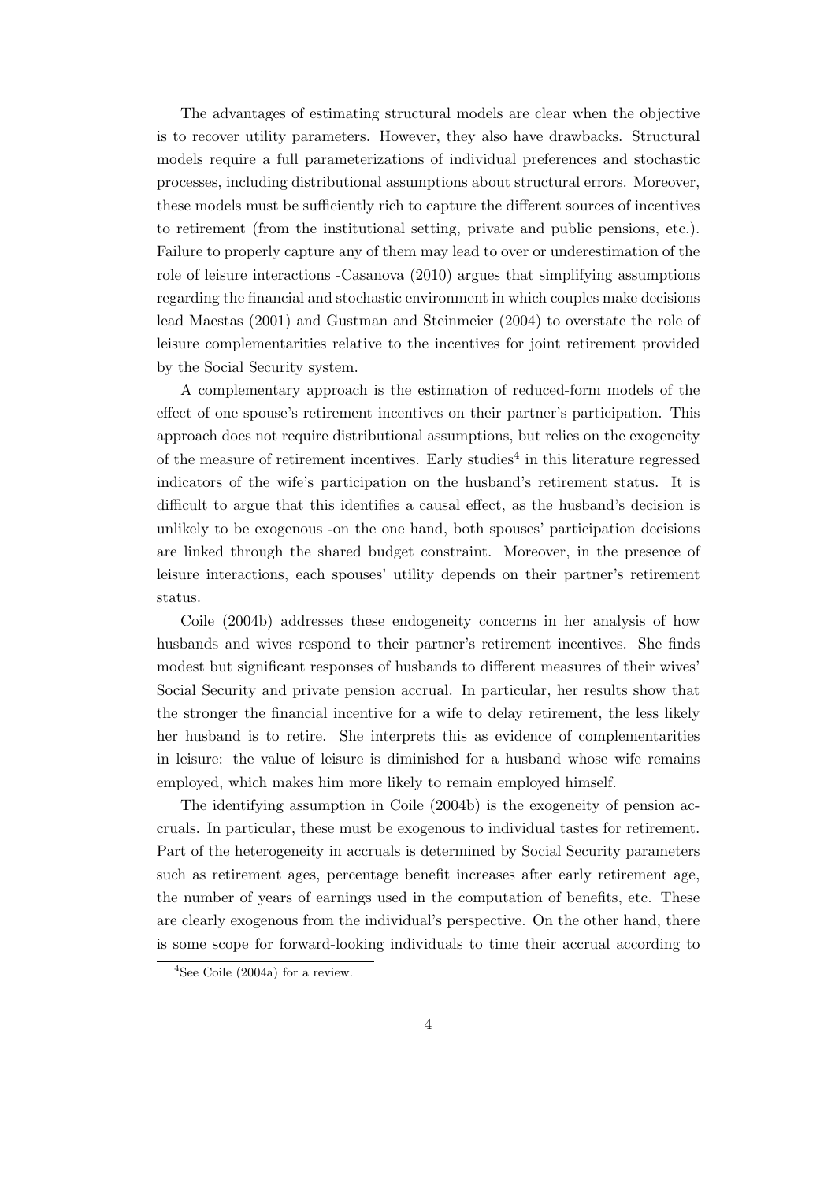The advantages of estimating structural models are clear when the objective is to recover utility parameters. However, they also have drawbacks. Structural models require a full parameterizations of individual preferences and stochastic processes, including distributional assumptions about structural errors. Moreover, these models must be sufficiently rich to capture the different sources of incentives to retirement (from the institutional setting, private and public pensions, etc.). Failure to properly capture any of them may lead to over or underestimation of the role of leisure interactions -Casanova (2010) argues that simplifying assumptions regarding the financial and stochastic environment in which couples make decisions lead Maestas (2001) and Gustman and Steinmeier (2004) to overstate the role of leisure complementarities relative to the incentives for joint retirement provided by the Social Security system.

A complementary approach is the estimation of reduced-form models of the effect of one spouse's retirement incentives on their partner's participation. This approach does not require distributional assumptions, but relies on the exogeneity of the measure of retirement incentives. Early studies[4] in this literature regressed indicators of the wife's participation on the husband's retirement status. It is difficult to argue that this identifies a causal effect, as the husband's decision is unlikely to be exogenous -on the one hand, both spouses' participation decisions are linked through the shared budget constraint. Moreover, in the presence of leisure interactions, each spouses' utility depends on their partner's retirement status.

Coile (2004b) addresses these endogeneity concerns in her analysis of how husbands and wives respond to their partner's retirement incentives. She finds modest but significant responses of husbands to different measures of their wives' Social Security and private pension accrual. In particular, her results show that the stronger the financial incentive for a wife to delay retirement, the less likely her husband is to retire. She interprets this as evidence of complementarities in leisure: the value of leisure is diminished for a husband whose wife remains employed, which makes him more likely to remain employed himself.

The identifying assumption in Coile (2004b) is the exogeneity of pension accruals. In particular, these must be exogenous to individual tastes for retirement. Part of the heterogeneity in accruals is determined by Social Security parameters such as retirement ages, percentage benefit increases after early retirement age, the number of years of earnings used in the computation of benefits, etc. These are clearly exogenous from the individual's perspective. On the other hand, there is some scope for forward-looking individuals to time their accrual according to

[4] See Coile (2004a) for a review.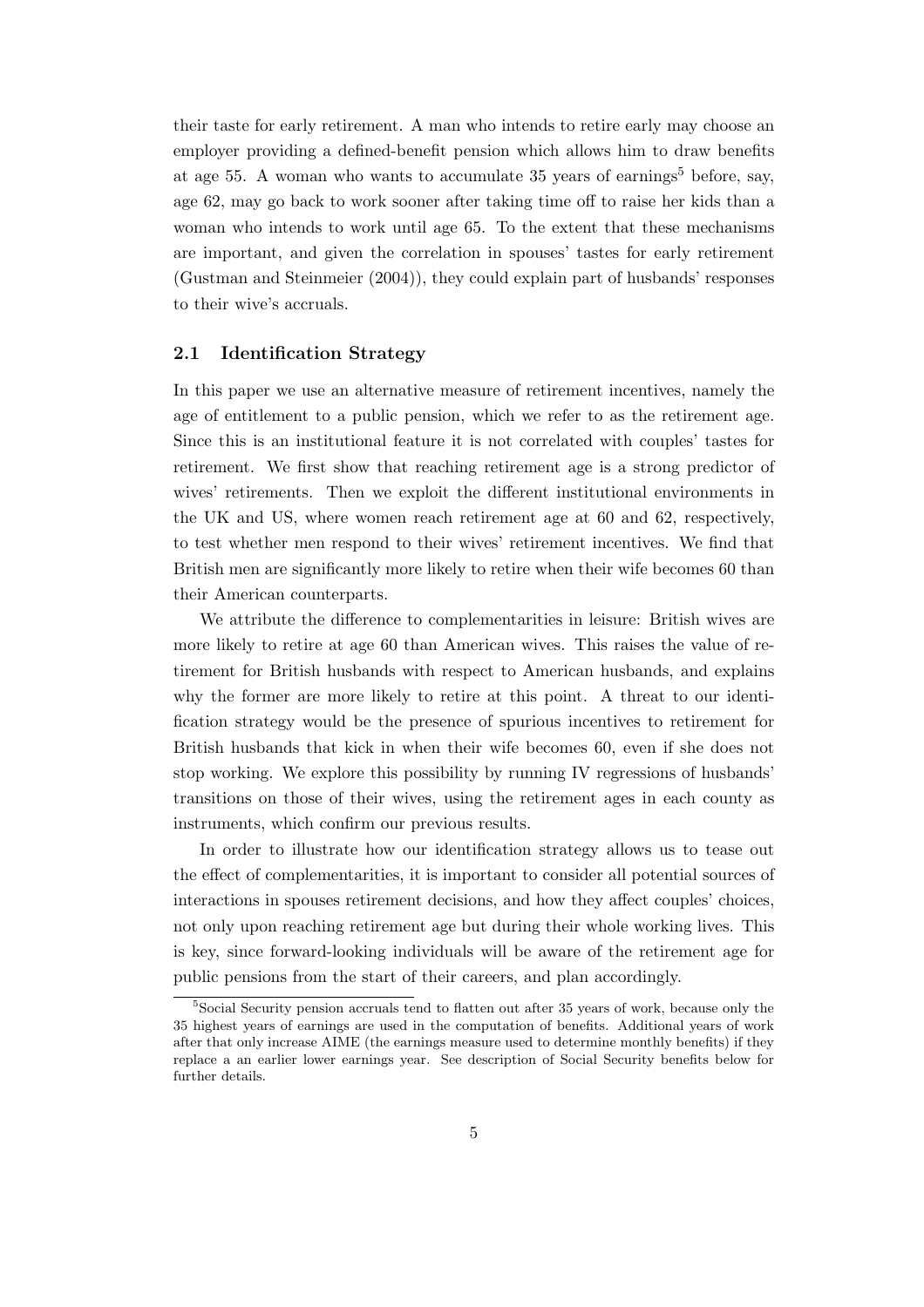their taste for early retirement. A man who intends to retire early may choose an employer providing a defined-benefit pension which allows him to draw benefits at age 55. A woman who wants to accumulate 35 years of earnings[5] before, say, age 62, may go back to work sooner after taking time off to raise her kids than a woman who intends to work until age 65. To the extent that these mechanisms are important, and given the correlation in spouses' tastes for early retirement (Gustman and Steinmeier (2004)), they could explain part of husbands' responses to their wive's accruals.

### 2.1 Identification Strategy

In this paper we use an alternative measure of retirement incentives, namely the age of entitlement to a public pension, which we refer to as the retirement age. Since this is an institutional feature it is not correlated with couples' tastes for retirement. We first show that reaching retirement age is a strong predictor of wives' retirements. Then we exploit the different institutional environments in the UK and US, where women reach retirement age at 60 and 62, respectively, to test whether men respond to their wives' retirement incentives. We find that British men are significantly more likely to retire when their wife becomes 60 than their American counterparts.

We attribute the difference to complementarities in leisure: British wives are more likely to retire at age 60 than American wives. This raises the value of retirement for British husbands with respect to American husbands, and explains why the former are more likely to retire at this point. A threat to our identification strategy would be the presence of spurious incentives to retirement for British husbands that kick in when their wife becomes 60, even if she does not stop working. We explore this possibility by running IV regressions of husbands' transitions on those of their wives, using the retirement ages in each county as instruments, which confirm our previous results.

In order to illustrate how our identification strategy allows us to tease out the effect of complementarities, it is important to consider all potential sources of interactions in spouses retirement decisions, and how they affect couples' choices, not only upon reaching retirement age but during their whole working lives. This is key, since forward-looking individuals will be aware of the retirement age for public pensions from the start of their careers, and plan accordingly.

[5]Social Security pension accruals tend to flatten out after 35 years of work, because only the 35 highest years of earnings are used in the computation of benefits. Additional years of work after that only increase AIME (the earnings measure used to determine monthly benefits) if they replace a an earlier lower earnings year. See description of Social Security benefits below for further details.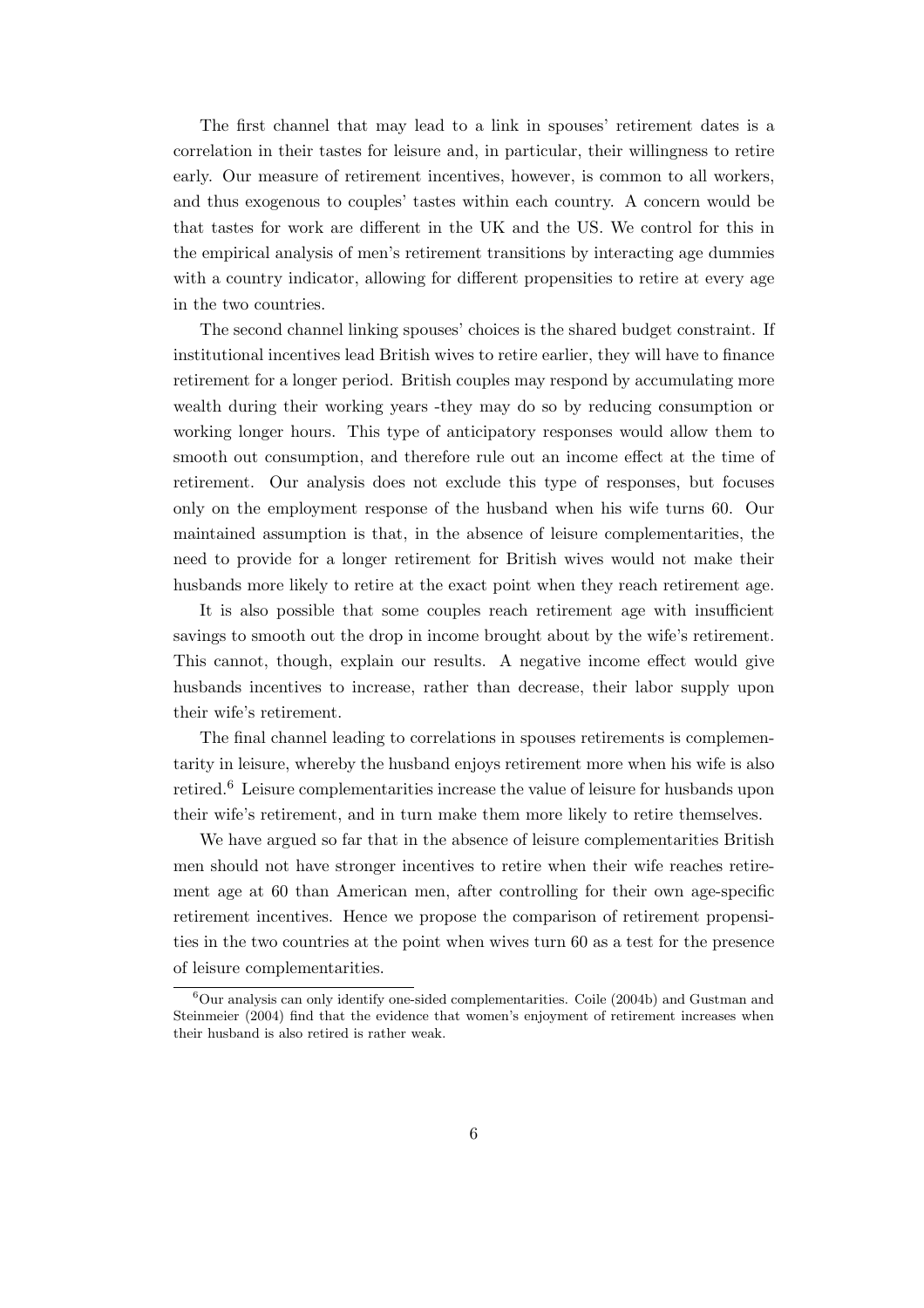The first channel that may lead to a link in spouses' retirement dates is a correlation in their tastes for leisure and, in particular, their willingness to retire early. Our measure of retirement incentives, however, is common to all workers, and thus exogenous to couples' tastes within each country. A concern would be that tastes for work are different in the UK and the US. We control for this in the empirical analysis of men's retirement transitions by interacting age dummies with a country indicator, allowing for different propensities to retire at every age in the two countries.

The second channel linking spouses' choices is the shared budget constraint. If institutional incentives lead British wives to retire earlier, they will have to finance retirement for a longer period. British couples may respond by accumulating more wealth during their working years -they may do so by reducing consumption or working longer hours. This type of anticipatory responses would allow them to smooth out consumption, and therefore rule out an income effect at the time of retirement. Our analysis does not exclude this type of responses, but focuses only on the employment response of the husband when his wife turns 60. Our maintained assumption is that, in the absence of leisure complementarities, the need to provide for a longer retirement for British wives would not make their husbands more likely to retire at the exact point when they reach retirement age.

It is also possible that some couples reach retirement age with insufficient savings to smooth out the drop in income brought about by the wife's retirement. This cannot, though, explain our results. A negative income effect would give husbands incentives to increase, rather than decrease, their labor supply upon their wife's retirement.

The final channel leading to correlations in spouses retirements is complementarity in leisure, whereby the husband enjoys retirement more when his wife is also retired.[6] Leisure complementarities increase the value of leisure for husbands upon their wife's retirement, and in turn make them more likely to retire themselves.

We have argued so far that in the absence of leisure complementarities British men should not have stronger incentives to retire when their wife reaches retirement age at 60 than American men, after controlling for their own age-specific retirement incentives. Hence we propose the comparison of retirement propensities in the two countries at the point when wives turn 60 as a test for the presence of leisure complementarities.

[6] Our analysis can only identify one-sided complementarities. Coile (2004b) and Gustman and Steinmeier (2004) find that the evidence that women's enjoyment of retirement increases when their husband is also retired is rather weak.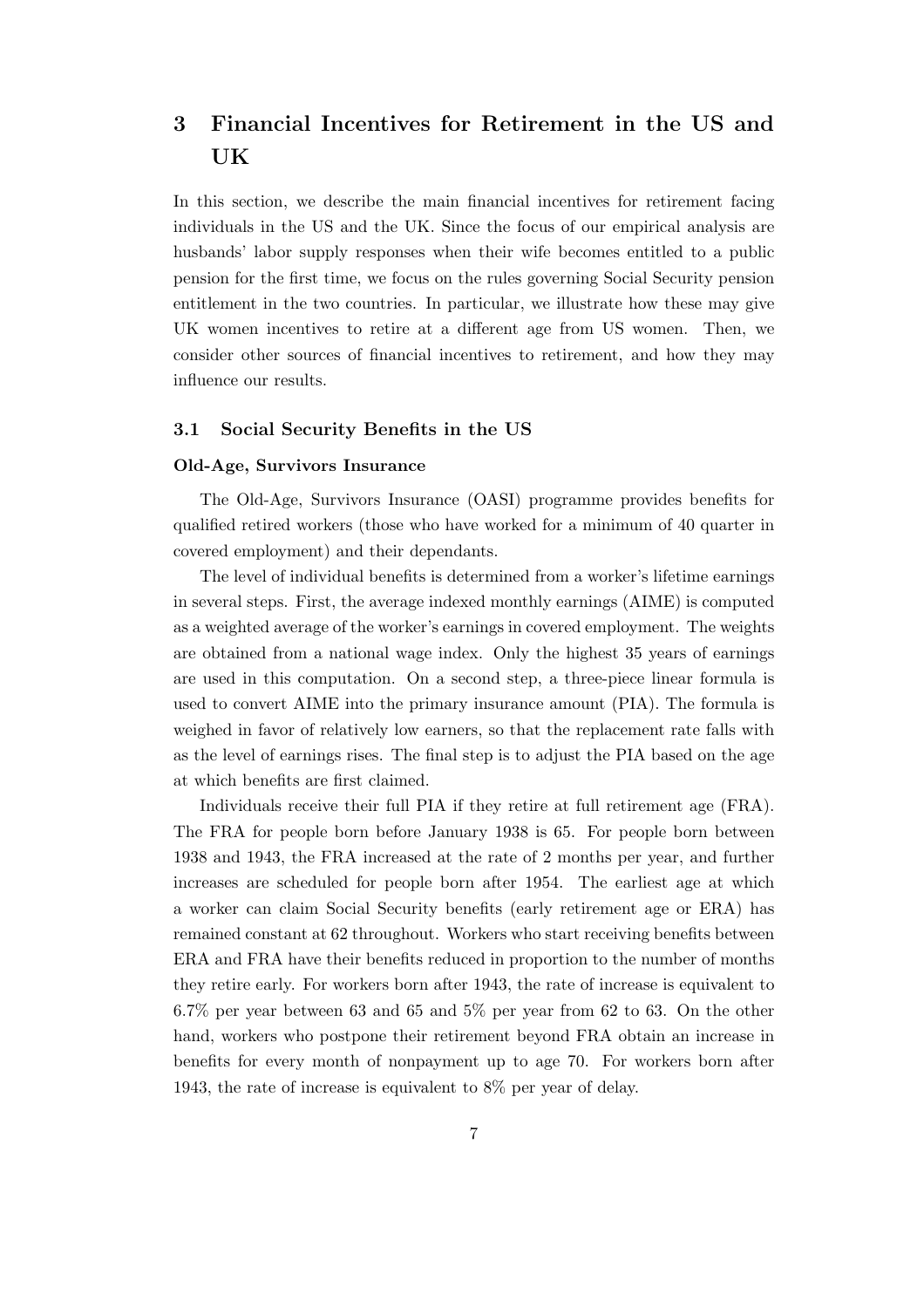## 3 Financial Incentives for Retirement in the US and UK

In this section, we describe the main financial incentives for retirement facing individuals in the US and the UK. Since the focus of our empirical analysis are husbands' labor supply responses when their wife becomes entitled to a public pension for the first time, we focus on the rules governing Social Security pension entitlement in the two countries. In particular, we illustrate how these may give UK women incentives to retire at a different age from US women. Then, we consider other sources of financial incentives to retirement, and how they may influence our results.

### 3.1 Social Security Benefits in the US

**Old-Age, Survivors Insurance**

The Old-Age, Survivors Insurance (OASI) programme provides benefits for qualified retired workers (those who have worked for a minimum of 40 quarter in covered employment) and their dependants.

The level of individual benefits is determined from a worker's lifetime earnings in several steps. First, the average indexed monthly earnings (AIME) is computed as a weighted average of the worker's earnings in covered employment. The weights are obtained from a national wage index. Only the highest 35 years of earnings are used in this computation. On a second step, a three-piece linear formula is used to convert AIME into the primary insurance amount (PIA). The formula is weighed in favor of relatively low earners, so that the replacement rate falls with as the level of earnings rises. The final step is to adjust the PIA based on the age at which benefits are first claimed.

Individuals receive their full PIA if they retire at full retirement age (FRA). The FRA for people born before January 1938 is 65. For people born between 1938 and 1943, the FRA increased at the rate of 2 months per year, and further increases are scheduled for people born after 1954. The earliest age at which a worker can claim Social Security benefits (early retirement age or ERA) has remained constant at 62 throughout. Workers who start receiving benefits between ERA and FRA have their benefits reduced in proportion to the number of months they retire early. For workers born after 1943, the rate of increase is equivalent to 6.7% per year between 63 and 65 and 5% per year from 62 to 63. On the other hand, workers who postpone their retirement beyond FRA obtain an increase in benefits for every month of nonpayment up to age 70. For workers born after 1943, the rate of increase is equivalent to 8% per year of delay.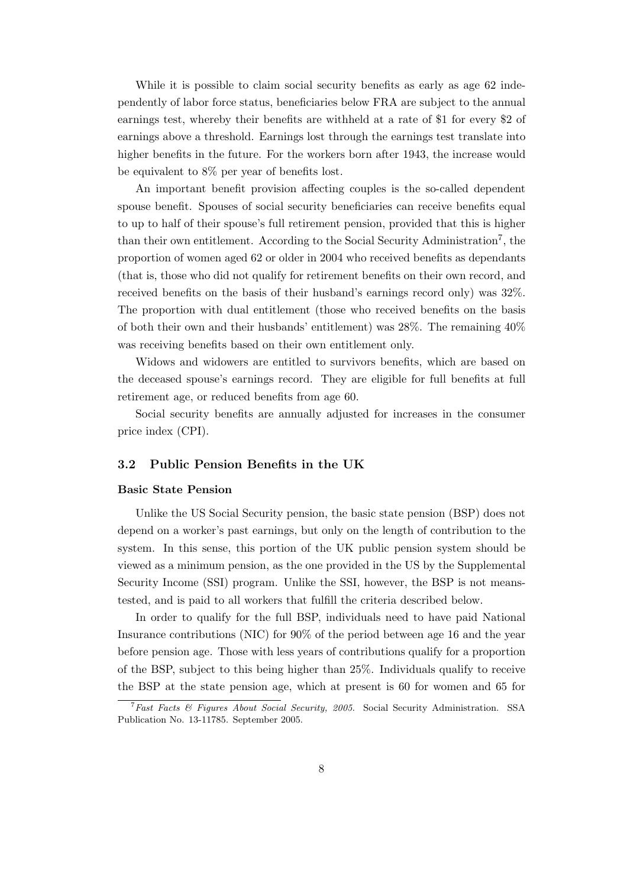While it is possible to claim social security benefits as early as age 62 independently of labor force status, beneficiaries below FRA are subject to the annual earnings test, whereby their benefits are withheld at a rate of $1 for every $2 of earnings above a threshold. Earnings lost through the earnings test translate into higher benefits in the future. For the workers born after 1943, the increase would be equivalent to 8% per year of benefits lost.

An important benefit provision affecting couples is the so-called dependent spouse benefit. Spouses of social security beneficiaries can receive benefits equal to up to half of their spouse's full retirement pension, provided that this is higher than their own entitlement. According to the Social Security Administration[7], the proportion of women aged 62 or older in 2004 who received benefits as dependants (that is, those who did not qualify for retirement benefits on their own record, and received benefits on the basis of their husband's earnings record only) was 32%. The proportion with dual entitlement (those who received benefits on the basis of both their own and their husbands' entitlement) was 28%. The remaining 40% was receiving benefits based on their own entitlement only.

Widows and widowers are entitled to survivors benefits, which are based on the deceased spouse's earnings record. They are eligible for full benefits at full retirement age, or reduced benefits from age 60.

Social security benefits are annually adjusted for increases in the consumer price index (CPI).

### 3.2 Public Pension Benefits in the UK

#### Basic State Pension

Unlike the US Social Security pension, the basic state pension (BSP) does not depend on a worker's past earnings, but only on the length of contribution to the system. In this sense, this portion of the UK public pension system should be viewed as a minimum pension, as the one provided in the US by the Supplemental Security Income (SSI) program. Unlike the SSI, however, the BSP is not means-tested, and is paid to all workers that fulfill the criteria described below.

In order to qualify for the full BSP, individuals need to have paid National Insurance contributions (NIC) for 90% of the period between age 16 and the year before pension age. Those with less years of contributions qualify for a proportion of the BSP, subject to this being higher than 25%. Individuals qualify to receive the BSP at the state pension age, which at present is 60 for women and 65 for

[7] *Fast Facts & Figures About Social Security, 2005.* Social Security Administration. SSA Publication No. 13-11785. September 2005.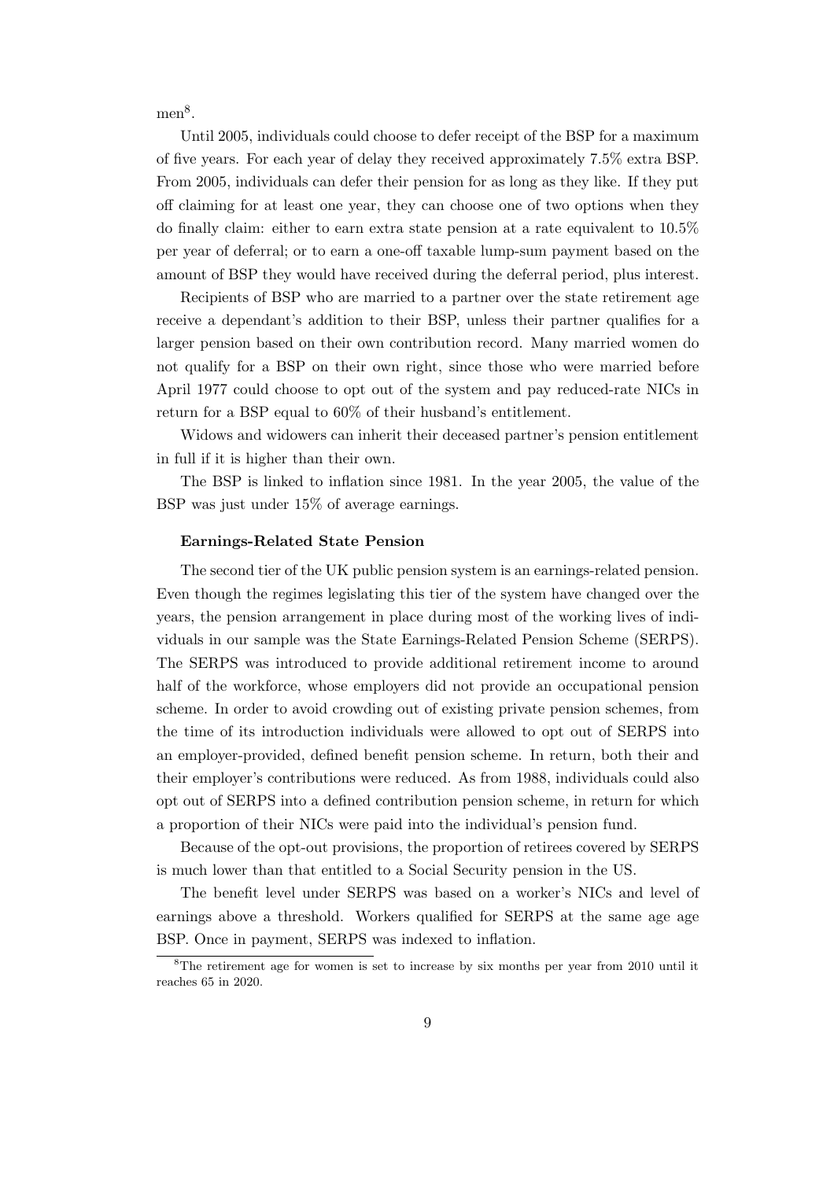men[8].

Until 2005, individuals could choose to defer receipt of the BSP for a maximum of five years. For each year of delay they received approximately 7.5% extra BSP. From 2005, individuals can defer their pension for as long as they like. If they put off claiming for at least one year, they can choose one of two options when they do finally claim: either to earn extra state pension at a rate equivalent to 10.5% per year of deferral; or to earn a one-off taxable lump-sum payment based on the amount of BSP they would have received during the deferral period, plus interest.

Recipients of BSP who are married to a partner over the state retirement age receive a dependant's addition to their BSP, unless their partner qualifies for a larger pension based on their own contribution record. Many married women do not qualify for a BSP on their own right, since those who were married before April 1977 could choose to opt out of the system and pay reduced-rate NICs in return for a BSP equal to 60% of their husband's entitlement.

Widows and widowers can inherit their deceased partner's pension entitlement in full if it is higher than their own.

The BSP is linked to inflation since 1981. In the year 2005, the value of the BSP was just under 15% of average earnings.

**Earnings-Related State Pension**

The second tier of the UK public pension system is an earnings-related pension. Even though the regimes legislating this tier of the system have changed over the years, the pension arrangement in place during most of the working lives of individuals in our sample was the State Earnings-Related Pension Scheme (SERPS). The SERPS was introduced to provide additional retirement income to around half of the workforce, whose employers did not provide an occupational pension scheme. In order to avoid crowding out of existing private pension schemes, from the time of its introduction individuals were allowed to opt out of SERPS into an employer-provided, defined benefit pension scheme. In return, both their and their employer's contributions were reduced. As from 1988, individuals could also opt out of SERPS into a defined contribution pension scheme, in return for which a proportion of their NICs were paid into the individual's pension fund.

Because of the opt-out provisions, the proportion of retirees covered by SERPS is much lower than that entitled to a Social Security pension in the US.

The benefit level under SERPS was based on a worker's NICs and level of earnings above a threshold. Workers qualified for SERPS at the same age age BSP. Once in payment, SERPS was indexed to inflation.

[8] The retirement age for women is set to increase by six months per year from 2010 until it reaches 65 in 2020.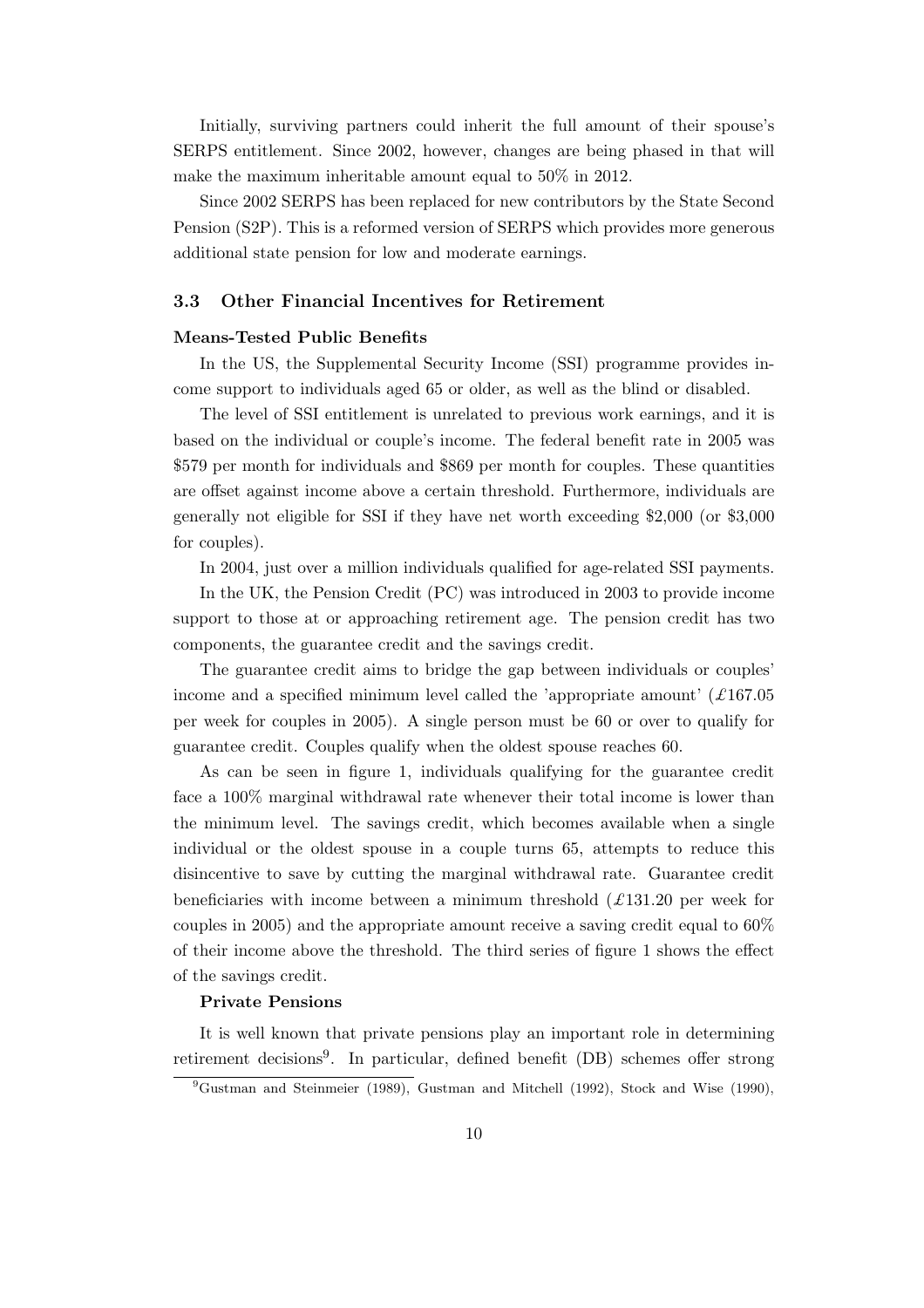Initially, surviving partners could inherit the full amount of their spouse's SERPS entitlement. Since 2002, however, changes are being phased in that will make the maximum inheritable amount equal to 50% in 2012.

Since 2002 SERPS has been replaced for new contributors by the State Second Pension (S2P). This is a reformed version of SERPS which provides more generous additional state pension for low and moderate earnings.

### 3.3 Other Financial Incentives for Retirement

**Means-Tested Public Benefits**

In the US, the Supplemental Security Income (SSI) programme provides income support to individuals aged 65 or older, as well as the blind or disabled.

The level of SSI entitlement is unrelated to previous work earnings, and it is based on the individual or couple's income. The federal benefit rate in 2005 was $579 per month for individuals and $869 per month for couples. These quantities are offset against income above a certain threshold. Furthermore, individuals are generally not eligible for SSI if they have net worth exceeding $2,000 (or $3,000 for couples).

In 2004, just over a million individuals qualified for age-related SSI payments.

In the UK, the Pension Credit (PC) was introduced in 2003 to provide income support to those at or approaching retirement age. The pension credit has two components, the guarantee credit and the savings credit.

The guarantee credit aims to bridge the gap between individuals or couples' income and a specified minimum level called the 'appropriate amount' (£167.05 per week for couples in 2005). A single person must be 60 or over to qualify for guarantee credit. Couples qualify when the oldest spouse reaches 60.

As can be seen in figure 1, individuals qualifying for the guarantee credit face a 100% marginal withdrawal rate whenever their total income is lower than the minimum level. The savings credit, which becomes available when a single individual or the oldest spouse in a couple turns 65, attempts to reduce this disincentive to save by cutting the marginal withdrawal rate. Guarantee credit beneficiaries with income between a minimum threshold (£131.20 per week for couples in 2005) and the appropriate amount receive a saving credit equal to 60% of their income above the threshold. The third series of figure 1 shows the effect of the savings credit.

**Private Pensions**

It is well known that private pensions play an important role in determining retirement decisions[9]. In particular, defined benefit (DB) schemes offer strong

[9] Gustman and Steinmeier (1989), Gustman and Mitchell (1992), Stock and Wise (1990),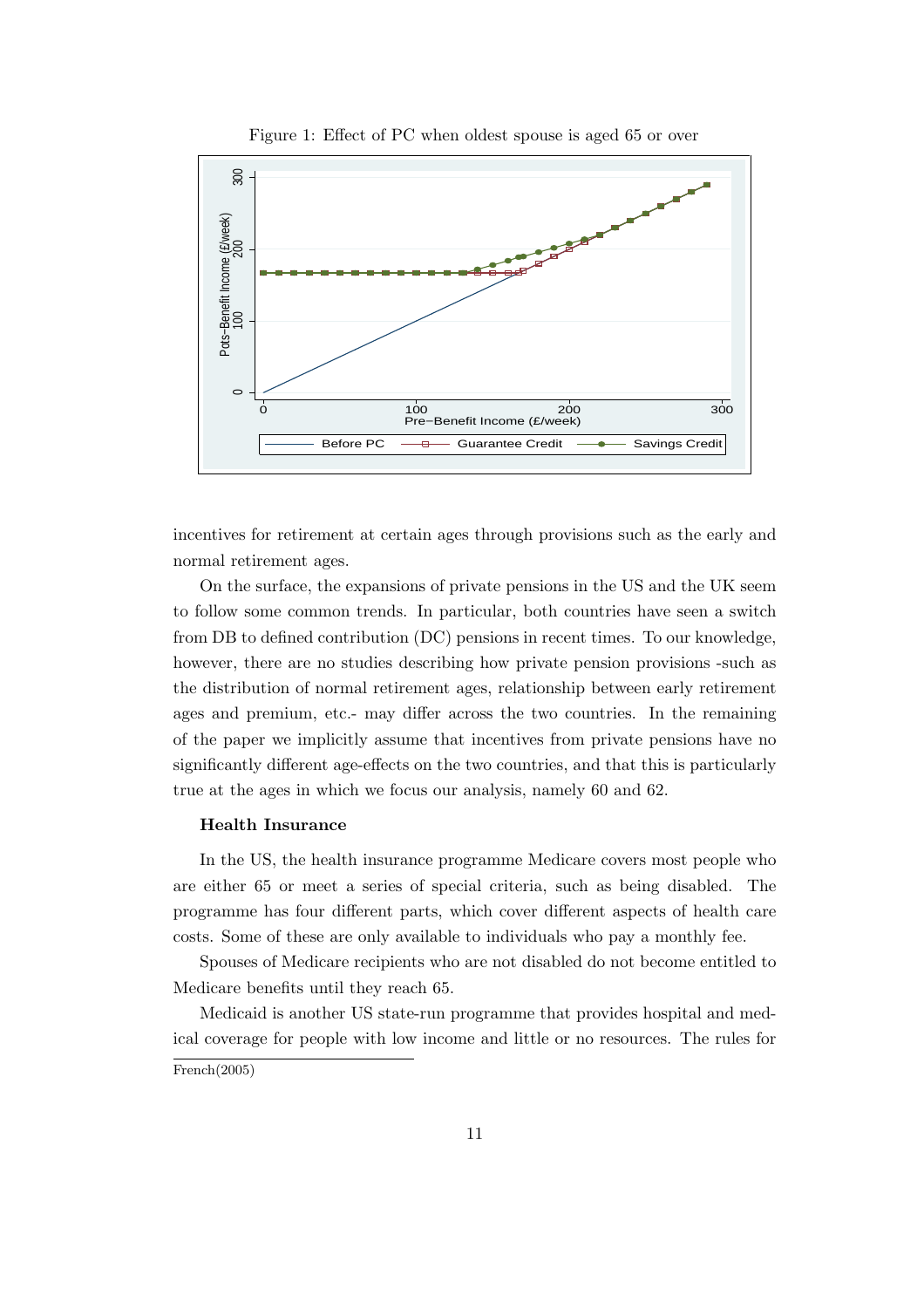Figure 1: Effect of PC when oldest spouse is aged 65 or over

incentives for retirement at certain ages through provisions such as the early and normal retirement ages.

On the surface, the expansions of private pensions in the US and the UK seem to follow some common trends. In particular, both countries have seen a switch from DB to defined contribution (DC) pensions in recent times. To our knowledge, however, there are no studies describing how private pension provisions -such as the distribution of normal retirement ages, relationship between early retirement ages and premium, etc.- may differ across the two countries. In the remaining of the paper we implicitly assume that incentives from private pensions have no significantly different age-effects on the two countries, and that this is particularly true at the ages in which we focus our analysis, namely 60 and 62.

**Health Insurance**

In the US, the health insurance programme Medicare covers most people who are either 65 or meet a series of special criteria, such as being disabled. The programme has four different parts, which cover different aspects of health care costs. Some of these are only available to individuals who pay a monthly fee.

Spouses of Medicare recipients who are not disabled do not become entitled to Medicare benefits until they reach 65.

Medicaid is another US state-run programme that provides hospital and medical coverage for people with low income and little or no resources. The rules for

French(2005)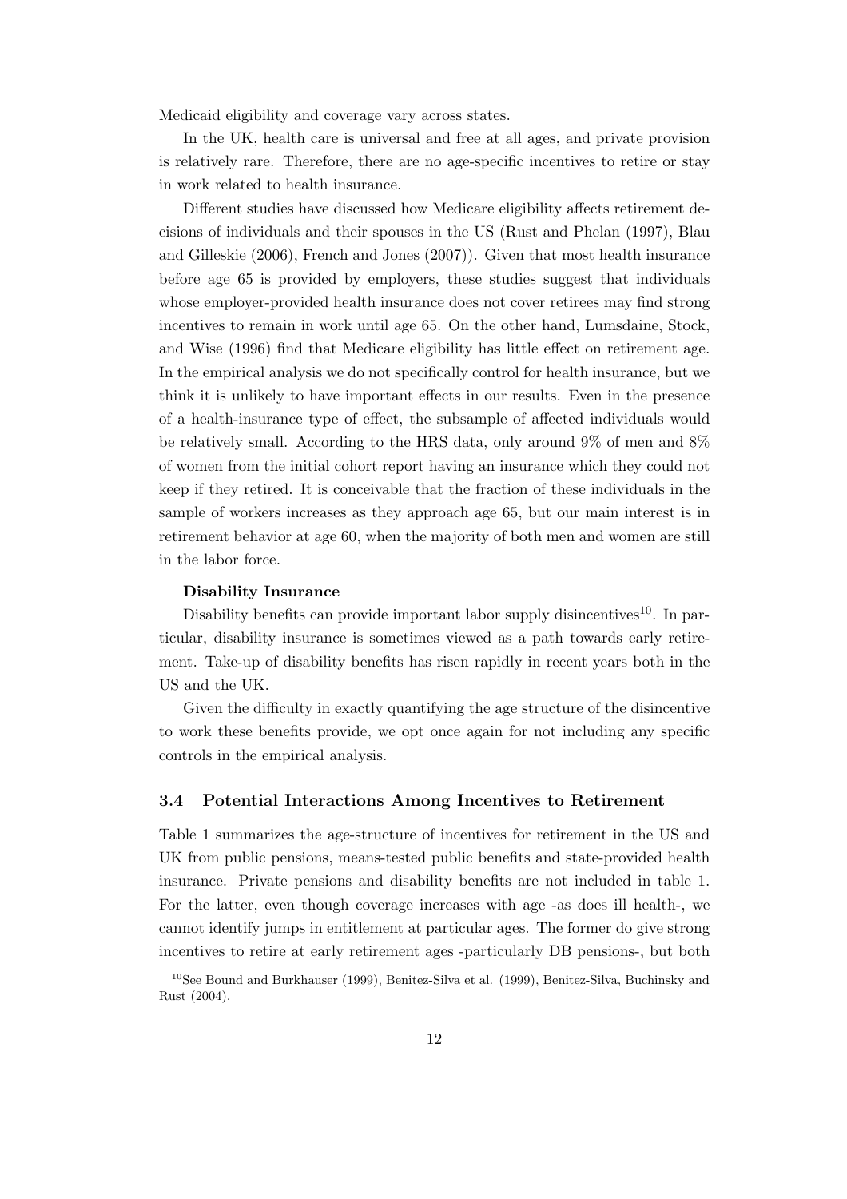Medicaid eligibility and coverage vary across states.

In the UK, health care is universal and free at all ages, and private provision is relatively rare. Therefore, there are no age-specific incentives to retire or stay in work related to health insurance.

Different studies have discussed how Medicare eligibility affects retirement decisions of individuals and their spouses in the US (Rust and Phelan (1997), Blau and Gilleskie (2006), French and Jones (2007)). Given that most health insurance before age 65 is provided by employers, these studies suggest that individuals whose employer-provided health insurance does not cover retirees may find strong incentives to remain in work until age 65. On the other hand, Lumsdaine, Stock, and Wise (1996) find that Medicare eligibility has little effect on retirement age. In the empirical analysis we do not specifically control for health insurance, but we think it is unlikely to have important effects in our results. Even in the presence of a health-insurance type of effect, the subsample of affected individuals would be relatively small. According to the HRS data, only around 9% of men and 8% of women from the initial cohort report having an insurance which they could not keep if they retired. It is conceivable that the fraction of these individuals in the sample of workers increases as they approach age 65, but our main interest is in retirement behavior at age 60, when the majority of both men and women are still in the labor force.

**Disability Insurance**

Disability benefits can provide important labor supply disincentives[10]. In particular, disability insurance is sometimes viewed as a path towards early retirement. Take-up of disability benefits has risen rapidly in recent years both in the US and the UK.

Given the difficulty in exactly quantifying the age structure of the disincentive to work these benefits provide, we opt once again for not including any specific controls in the empirical analysis.

### 3.4 Potential Interactions Among Incentives to Retirement

Table 1 summarizes the age-structure of incentives for retirement in the US and UK from public pensions, means-tested public benefits and state-provided health insurance. Private pensions and disability benefits are not included in table 1. For the latter, even though coverage increases with age -as does ill health-, we cannot identify jumps in entitlement at particular ages. The former do give strong incentives to retire at early retirement ages -particularly DB pensions-, but both

[10] See Bound and Burkhauser (1999), Benitez-Silva et al. (1999), Benitez-Silva, Buchinsky and Rust (2004).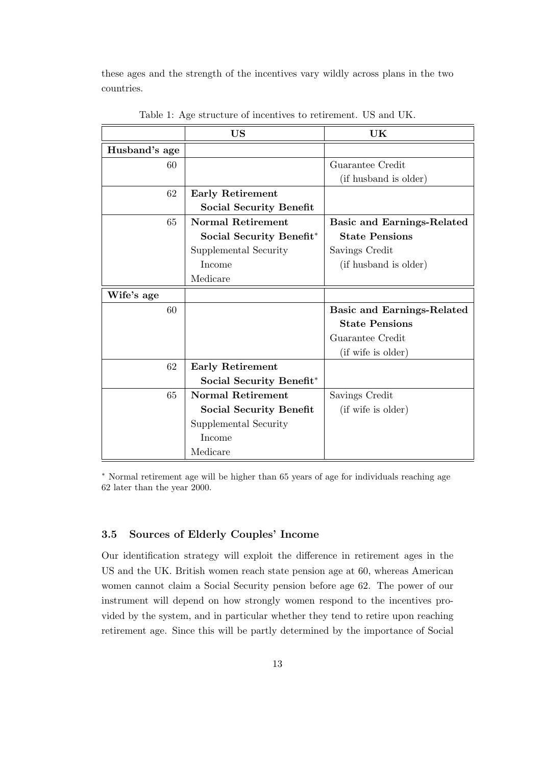these ages and the strength of the incentives vary wildly across plans in the two countries.

Table 1: Age structure of incentives to retirement. US and UK.

| | **US** | **UK** |
|---|---|---|
| **Husband's age** | | |
| 60 | | Guarantee Credit (if husband is older) |
| 62 | **Early Retirement Social Security Benefit** | |
| 65 | **Normal Retirement Social Security Benefit*** Supplemental Security Income Medicare | **Basic and Earnings-Related State Pensions** Savings Credit (if husband is older) |
| **Wife's age** | | |
| 60 | | **Basic and Earnings-Related State Pensions** Guarantee Credit (if wife is older) |
| 62 | **Early Retirement Social Security Benefit*** | |
| 65 | **Normal Retirement Social Security Benefit** Supplemental Security Income Medicare | Savings Credit (if wife is older) |

* Normal retirement age will be higher than 65 years of age for individuals reaching age 62 later than the year 2000.

### 3.5 Sources of Elderly Couples' Income

Our identification strategy will exploit the difference in retirement ages in the US and the UK. British women reach state pension age at 60, whereas American women cannot claim a Social Security pension before age 62. The power of our instrument will depend on how strongly women respond to the incentives provided by the system, and in particular whether they tend to retire upon reaching retirement age. Since this will be partly determined by the importance of Social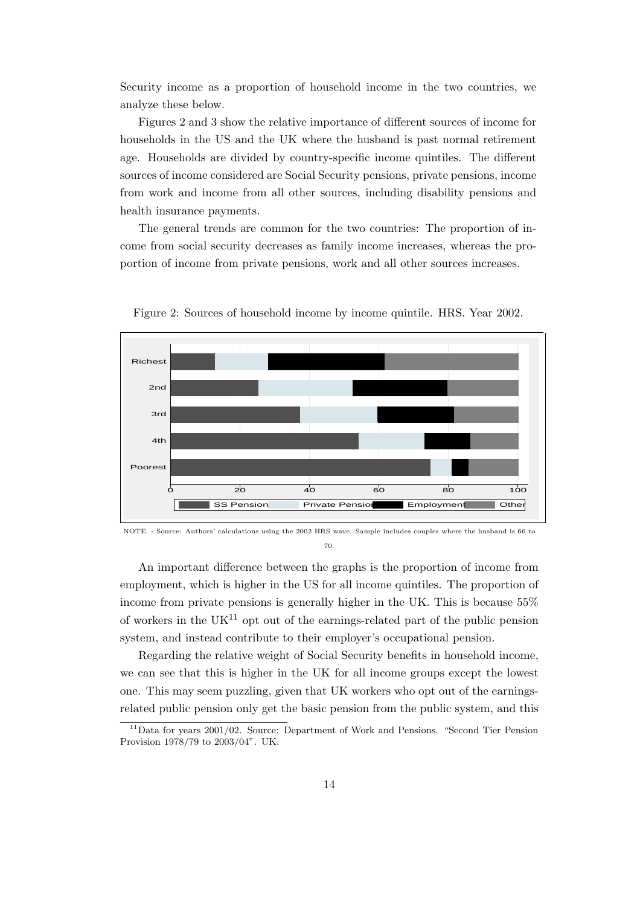Security income as a proportion of household income in the two countries, we analyze these below.

Figures 2 and 3 show the relative importance of different sources of income for households in the US and the UK where the husband is past normal retirement age. Households are divided by country-specific income quintiles. The different sources of income considered are Social Security pensions, private pensions, income from work and income from all other sources, including disability pensions and health insurance payments.

The general trends are common for the two countries: The proportion of income from social security decreases as family income increases, whereas the proportion of income from private pensions, work and all other sources increases.

Figure 2: Sources of household income by income quintile. HRS. Year 2002.

NOTE. - Source: Authors' calculations using the 2002 HRS wave. Sample includes couples where the husband is 66 to 70.

An important difference between the graphs is the proportion of income from employment, which is higher in the US for all income quintiles. The proportion of income from private pensions is generally higher in the UK. This is because 55% of workers in the UK[11] opt out of the earnings-related part of the public pension system, and instead contribute to their employer's occupational pension.

Regarding the relative weight of Social Security benefits in household income, we can see that this is higher in the UK for all income groups except the lowest one. This may seem puzzling, given that UK workers who opt out of the earnings-related public pension only get the basic pension from the public system, and this

[11] Data for years 2001/02. Source: Department of Work and Pensions. "Second Tier Pension Provision 1978/79 to 2003/04". UK.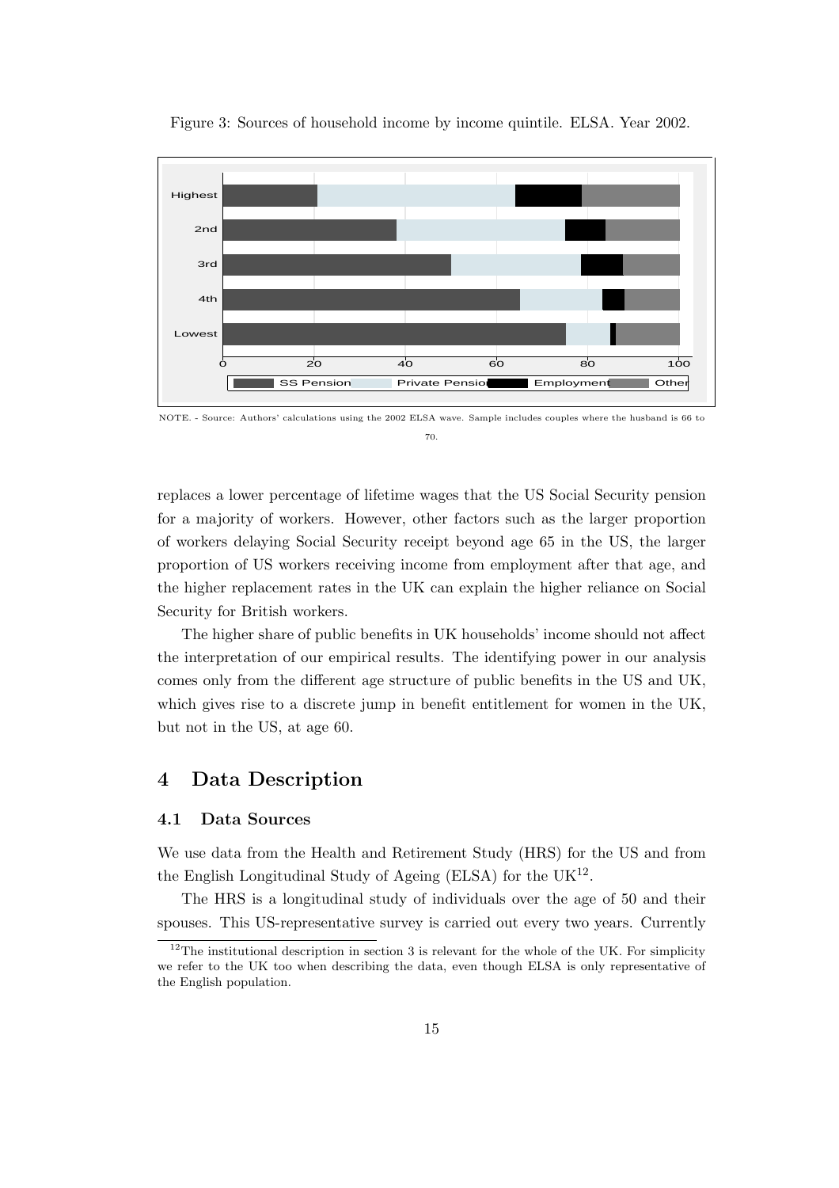Figure 3: Sources of household income by income quintile. ELSA. Year 2002.

NOTE. - Source: Authors' calculations using the 2002 ELSA wave. Sample includes couples where the husband is 66 to 70.

replaces a lower percentage of lifetime wages that the US Social Security pension for a majority of workers. However, other factors such as the larger proportion of workers delaying Social Security receipt beyond age 65 in the US, the larger proportion of US workers receiving income from employment after that age, and the higher replacement rates in the UK can explain the higher reliance on Social Security for British workers.

The higher share of public benefits in UK households' income should not affect the interpretation of our empirical results. The identifying power in our analysis comes only from the different age structure of public benefits in the US and UK, which gives rise to a discrete jump in benefit entitlement for women in the UK, but not in the US, at age 60.

# 4 Data Description

## 4.1 Data Sources

We use data from the Health and Retirement Study (HRS) for the US and from the English Longitudinal Study of Ageing (ELSA) for the UK[12].

The HRS is a longitudinal study of individuals over the age of 50 and their spouses. This US-representative survey is carried out every two years. Currently

[12] The institutional description in section 3 is relevant for the whole of the UK. For simplicity we refer to the UK too when describing the data, even though ELSA is only representative of the English population.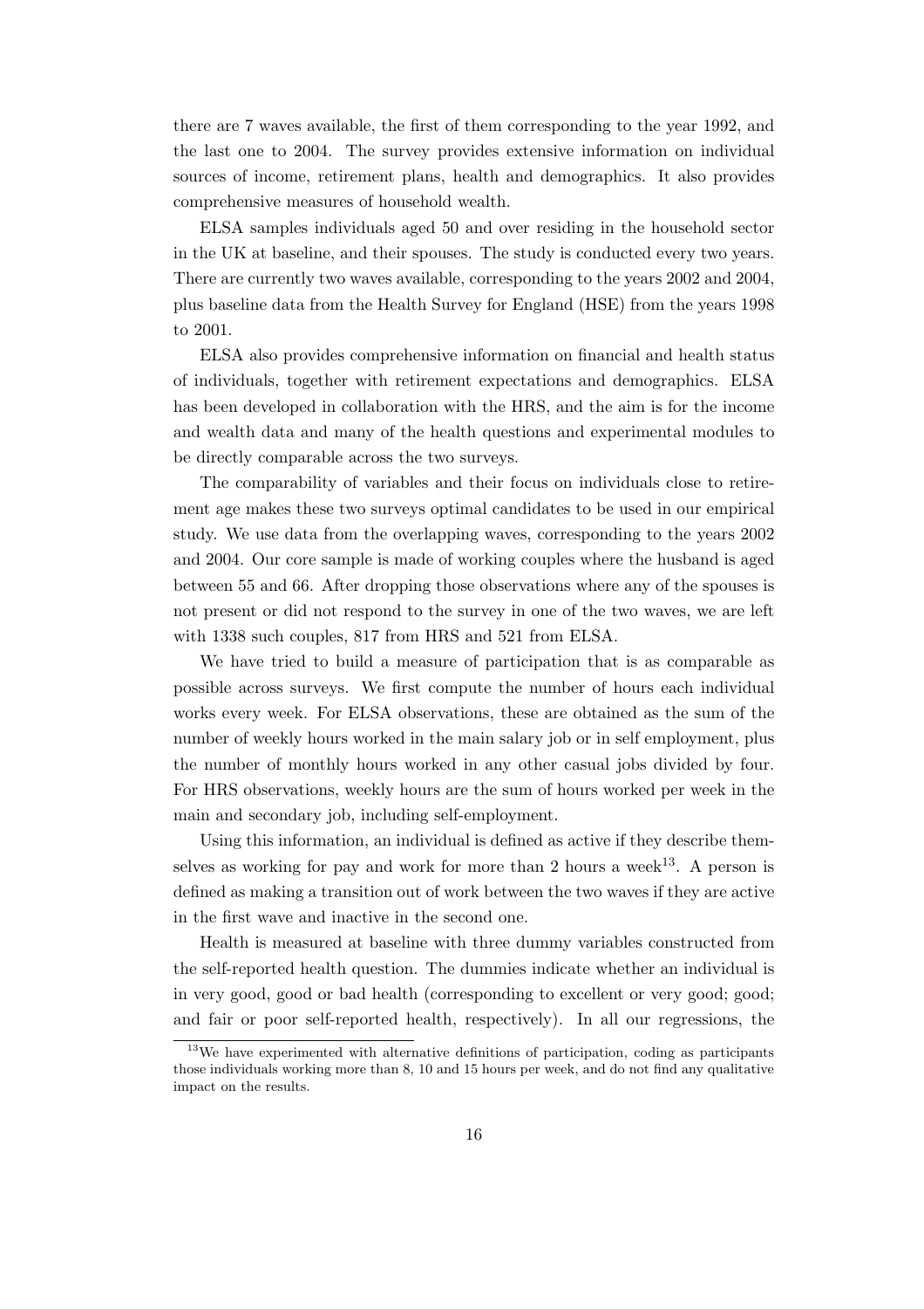there are 7 waves available, the first of them corresponding to the year 1992, and the last one to 2004. The survey provides extensive information on individual sources of income, retirement plans, health and demographics. It also provides comprehensive measures of household wealth.

ELSA samples individuals aged 50 and over residing in the household sector in the UK at baseline, and their spouses. The study is conducted every two years. There are currently two waves available, corresponding to the years 2002 and 2004, plus baseline data from the Health Survey for England (HSE) from the years 1998 to 2001.

ELSA also provides comprehensive information on financial and health status of individuals, together with retirement expectations and demographics. ELSA has been developed in collaboration with the HRS, and the aim is for the income and wealth data and many of the health questions and experimental modules to be directly comparable across the two surveys.

The comparability of variables and their focus on individuals close to retirement age makes these two surveys optimal candidates to be used in our empirical study. We use data from the overlapping waves, corresponding to the years 2002 and 2004. Our core sample is made of working couples where the husband is aged between 55 and 66. After dropping those observations where any of the spouses is not present or did not respond to the survey in one of the two waves, we are left with 1338 such couples, 817 from HRS and 521 from ELSA.

We have tried to build a measure of participation that is as comparable as possible across surveys. We first compute the number of hours each individual works every week. For ELSA observations, these are obtained as the sum of the number of weekly hours worked in the main salary job or in self employment, plus the number of monthly hours worked in any other casual jobs divided by four. For HRS observations, weekly hours are the sum of hours worked per week in the main and secondary job, including self-employment.

Using this information, an individual is defined as active if they describe themselves as working for pay and work for more than 2 hours a week[13]. A person is defined as making a transition out of work between the two waves if they are active in the first wave and inactive in the second one.

Health is measured at baseline with three dummy variables constructed from the self-reported health question. The dummies indicate whether an individual is in very good, good or bad health (corresponding to excellent or very good; good; and fair or poor self-reported health, respectively). In all our regressions, the

[13] We have experimented with alternative definitions of participation, coding as participants those individuals working more than 8, 10 and 15 hours per week, and do not find any qualitative impact on the results.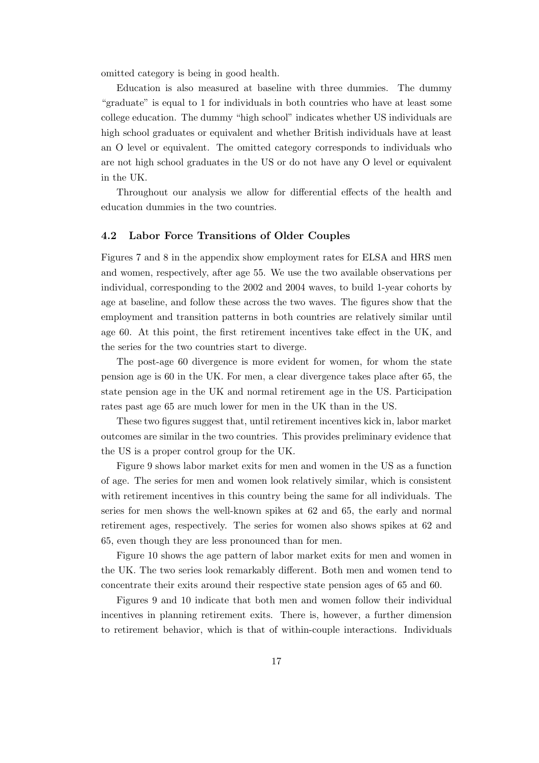omitted category is being in good health.

Education is also measured at baseline with three dummies. The dummy "graduate" is equal to 1 for individuals in both countries who have at least some college education. The dummy "high school" indicates whether US individuals are high school graduates or equivalent and whether British individuals have at least an O level or equivalent. The omitted category corresponds to individuals who are not high school graduates in the US or do not have any O level or equivalent in the UK.

Throughout our analysis we allow for differential effects of the health and education dummies in the two countries.

### 4.2 Labor Force Transitions of Older Couples

Figures 7 and 8 in the appendix show employment rates for ELSA and HRS men and women, respectively, after age 55. We use the two available observations per individual, corresponding to the 2002 and 2004 waves, to build 1-year cohorts by age at baseline, and follow these across the two waves. The figures show that the employment and transition patterns in both countries are relatively similar until age 60. At this point, the first retirement incentives take effect in the UK, and the series for the two countries start to diverge.

The post-age 60 divergence is more evident for women, for whom the state pension age is 60 in the UK. For men, a clear divergence takes place after 65, the state pension age in the UK and normal retirement age in the US. Participation rates past age 65 are much lower for men in the UK than in the US.

These two figures suggest that, until retirement incentives kick in, labor market outcomes are similar in the two countries. This provides preliminary evidence that the US is a proper control group for the UK.

Figure 9 shows labor market exits for men and women in the US as a function of age. The series for men and women look relatively similar, which is consistent with retirement incentives in this country being the same for all individuals. The series for men shows the well-known spikes at 62 and 65, the early and normal retirement ages, respectively. The series for women also shows spikes at 62 and 65, even though they are less pronounced than for men.

Figure 10 shows the age pattern of labor market exits for men and women in the UK. The two series look remarkably different. Both men and women tend to concentrate their exits around their respective state pension ages of 65 and 60.

Figures 9 and 10 indicate that both men and women follow their individual incentives in planning retirement exits. There is, however, a further dimension to retirement behavior, which is that of within-couple interactions. Individuals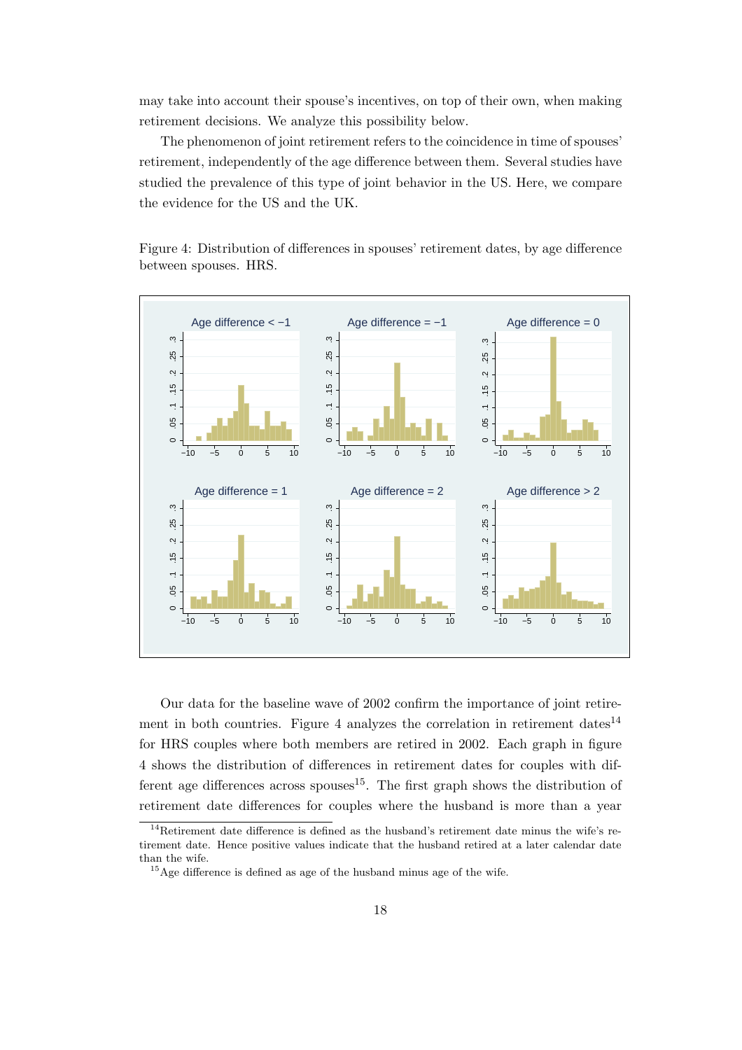may take into account their spouse's incentives, on top of their own, when making retirement decisions. We analyze this possibility below.

The phenomenon of joint retirement refers to the coincidence in time of spouses' retirement, independently of the age difference between them. Several studies have studied the prevalence of this type of joint behavior in the US. Here, we compare the evidence for the US and the UK.

Figure 4: Distribution of differences in spouses' retirement dates, by age difference between spouses. HRS.

Our data for the baseline wave of 2002 confirm the importance of joint retirement in both countries. Figure 4 analyzes the correlation in retirement dates[14] for HRS couples where both members are retired in 2002. Each graph in figure 4 shows the distribution of differences in retirement dates for couples with different age differences across spouses[15]. The first graph shows the distribution of retirement date differences for couples where the husband is more than a year

[14]Retirement date difference is defined as the husband's retirement date minus the wife's retirement date. Hence positive values indicate that the husband retired at a later calendar date than the wife.

[15]Age difference is defined as age of the husband minus age of the wife.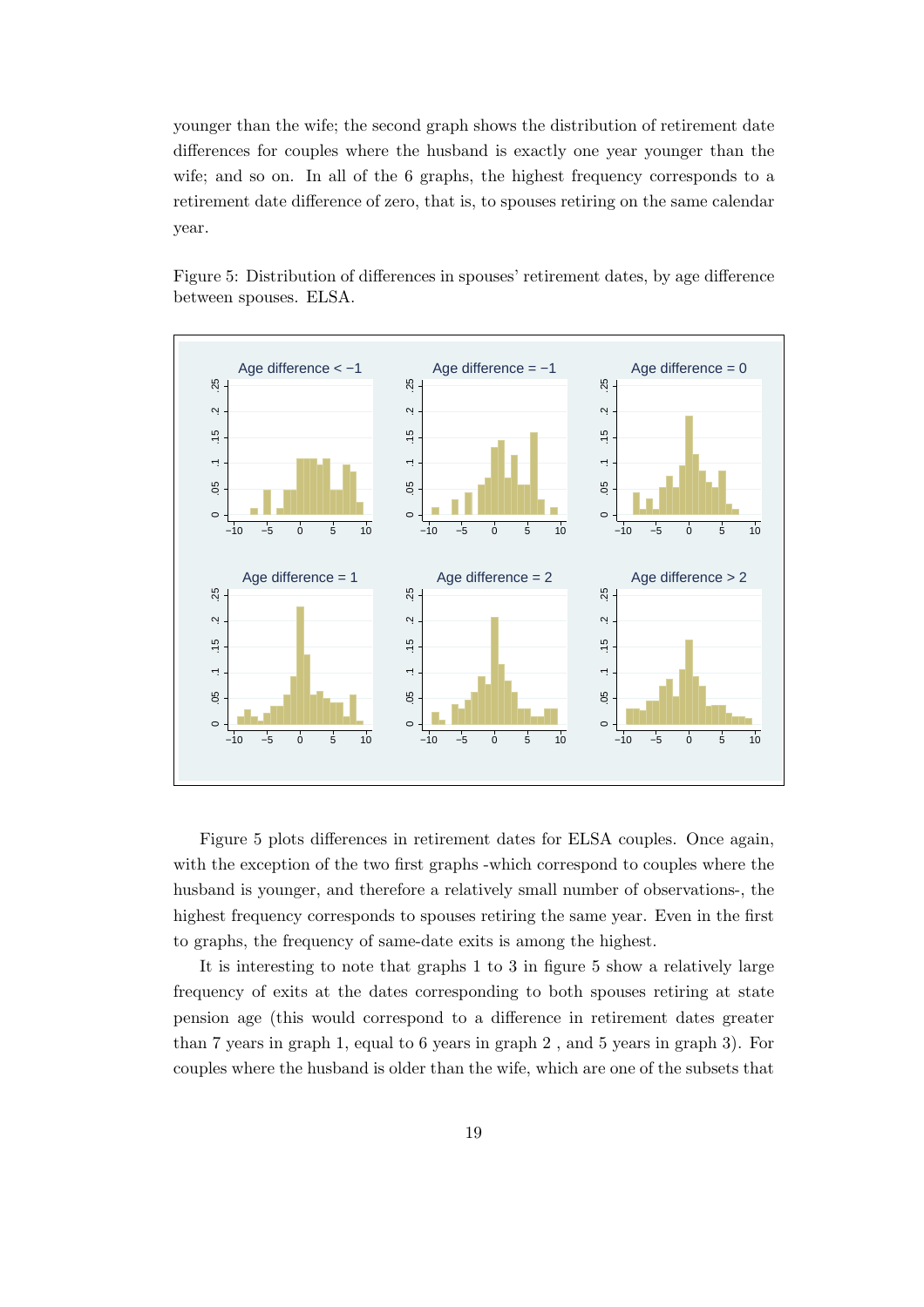younger than the wife; the second graph shows the distribution of retirement date differences for couples where the husband is exactly one year younger than the wife; and so on. In all of the 6 graphs, the highest frequency corresponds to a retirement date difference of zero, that is, to spouses retiring on the same calendar year.

Figure 5: Distribution of differences in spouses' retirement dates, by age difference between spouses. ELSA.

Figure 5 plots differences in retirement dates for ELSA couples. Once again, with the exception of the two first graphs -which correspond to couples where the husband is younger, and therefore a relatively small number of observations-, the highest frequency corresponds to spouses retiring the same year. Even in the first to graphs, the frequency of same-date exits is among the highest.

It is interesting to note that graphs 1 to 3 in figure 5 show a relatively large frequency of exits at the dates corresponding to both spouses retiring at state pension age (this would correspond to a difference in retirement dates greater than 7 years in graph 1, equal to 6 years in graph 2 , and 5 years in graph 3). For couples where the husband is older than the wife, which are one of the subsets that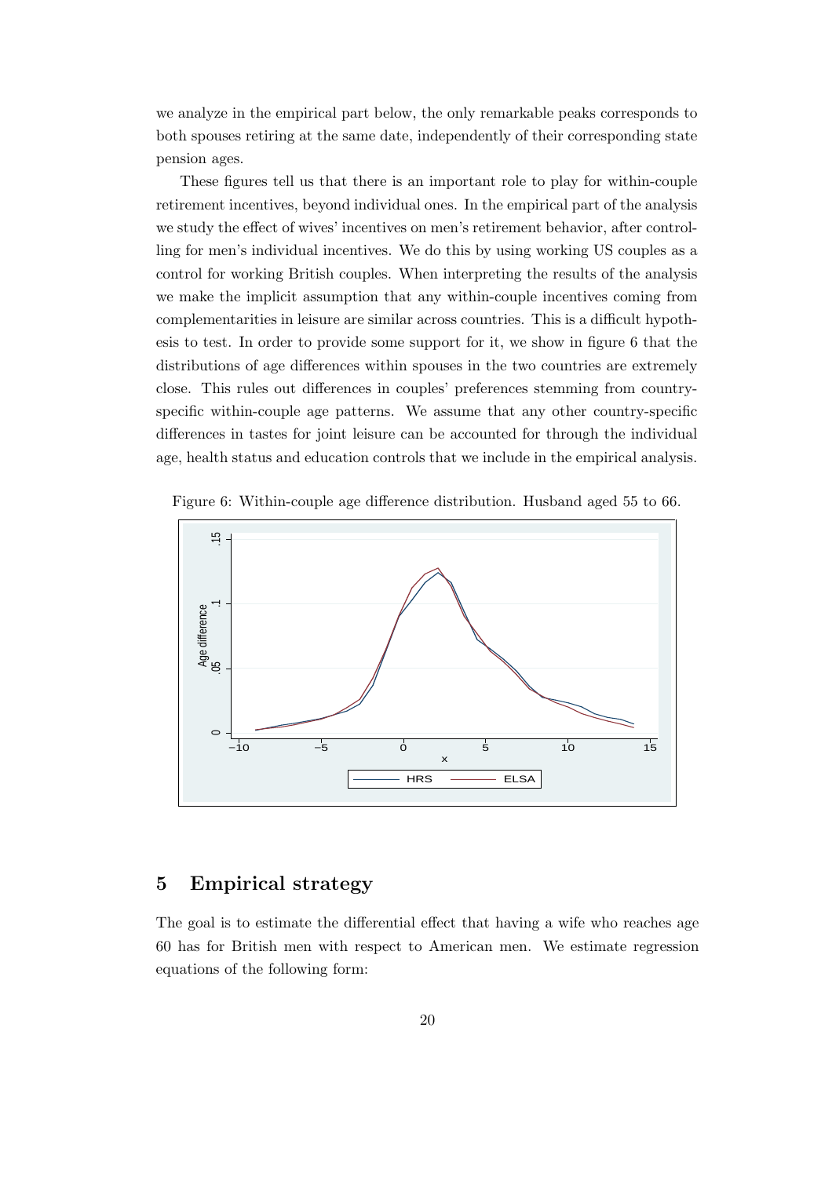we analyze in the empirical part below, the only remarkable peaks corresponds to both spouses retiring at the same date, independently of their corresponding state pension ages.

These figures tell us that there is an important role to play for within-couple retirement incentives, beyond individual ones. In the empirical part of the analysis we study the effect of wives' incentives on men's retirement behavior, after controlling for men's individual incentives. We do this by using working US couples as a control for working British couples. When interpreting the results of the analysis we make the implicit assumption that any within-couple incentives coming from complementarities in leisure are similar across countries. This is a difficult hypothesis to test. In order to provide some support for it, we show in figure 6 that the distributions of age differences within spouses in the two countries are extremely close. This rules out differences in couples' preferences stemming from country-specific within-couple age patterns. We assume that any other country-specific differences in tastes for joint leisure can be accounted for through the individual age, health status and education controls that we include in the empirical analysis.

Figure 6: Within-couple age difference distribution. Husband aged 55 to 66.

## 5 Empirical strategy

The goal is to estimate the differential effect that having a wife who reaches age 60 has for British men with respect to American men. We estimate regression equations of the following form: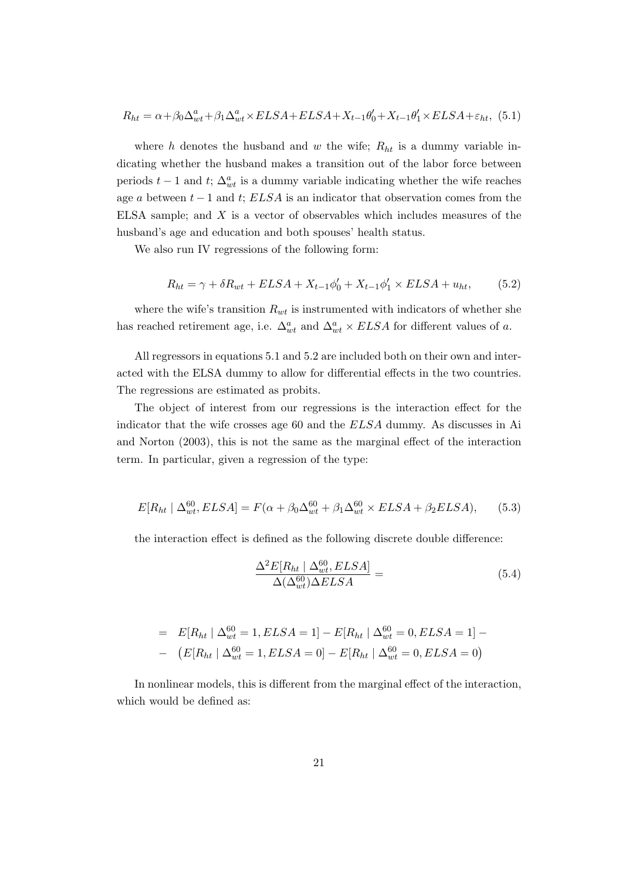$$R_{ht} = \alpha + \beta_0 \Delta^a_{wt} + \beta_1 \Delta^a_{wt} \times ELSA + ELSA + X_{t-1}\theta'_0 + X_{t-1}\theta'_1 \times ELSA + \varepsilon_{ht}, \quad (5.1)$$

where $h$ denotes the husband and $w$ the wife; $R_{ht}$ is a dummy variable indicating whether the husband makes a transition out of the labor force between periods $t-1$ and $t$; $\Delta^a_{wt}$ is a dummy variable indicating whether the wife reaches age $a$ between $t-1$ and $t$; $ELSA$ is an indicator that observation comes from the ELSA sample; and $X$ is a vector of observables which includes measures of the husband's age and education and both spouses' health status.

We also run IV regressions of the following form:

$$R_{ht} = \gamma + \delta R_{wt} + ELSA + X_{t-1}\phi'_0 + X_{t-1}\phi'_1 \times ELSA + u_{ht}, \quad (5.2)$$

where the wife's transition $R_{wt}$ is instrumented with indicators of whether she has reached retirement age, i.e. $\Delta^a_{wt}$ and $\Delta^a_{wt} \times ELSA$ for different values of $a$.

All regressors in equations 5.1 and 5.2 are included both on their own and interacted with the ELSA dummy to allow for differential effects in the two countries. The regressions are estimated as probits.

The object of interest from our regressions is the interaction effect for the indicator that the wife crosses age 60 and the $ELSA$ dummy. As discusses in Ai and Norton (2003), this is not the same as the marginal effect of the interaction term. In particular, given a regression of the type:

$$E[R_{ht} \mid \Delta^{60}_{wt}, ELSA] = F(\alpha + \beta_0 \Delta^{60}_{wt} + \beta_1 \Delta^{60}_{wt} \times ELSA + \beta_2 ELSA), \quad (5.3)$$

the interaction effect is defined as the following discrete double difference:

$$\frac{\Delta^2 E[R_{ht} \mid \Delta^{60}_{wt}, ELSA]}{\Delta(\Delta^{60}_{wt})\Delta ELSA} = \quad (5.4)$$

$$\begin{aligned} &= \; E[R_{ht} \mid \Delta^{60}_{wt} = 1, ELSA = 1] - E[R_{ht} \mid \Delta^{60}_{wt} = 0, ELSA = 1] - \\ &- \; \big(E[R_{ht} \mid \Delta^{60}_{wt} = 1, ELSA = 0] - E[R_{ht} \mid \Delta^{60}_{wt} = 0, ELSA = 0\big) \end{aligned}$$

In nonlinear models, this is different from the marginal effect of the interaction, which would be defined as: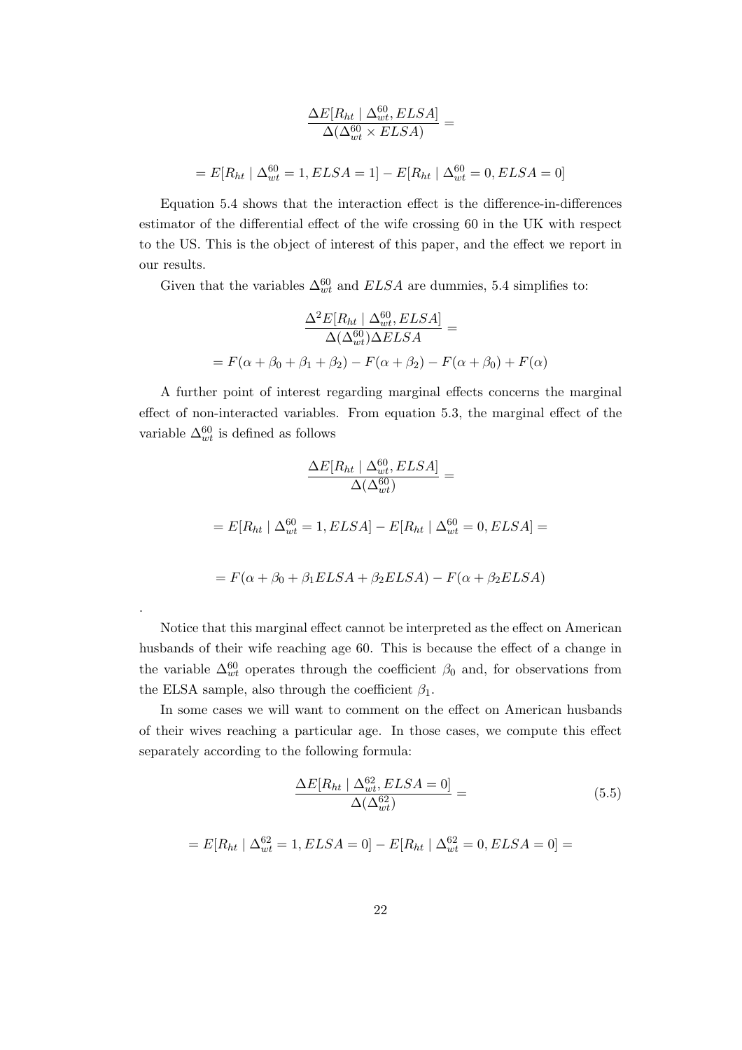$$\frac{\Delta E[R_{ht} \mid \Delta_{wt}^{60}, ELSA]}{\Delta(\Delta_{wt}^{60} \times ELSA)} =$$

$$= E[R_{ht} \mid \Delta_{wt}^{60} = 1, ELSA = 1] - E[R_{ht} \mid \Delta_{wt}^{60} = 0, ELSA = 0]$$

Equation 5.4 shows that the interaction effect is the difference-in-differences estimator of the differential effect of the wife crossing 60 in the UK with respect to the US. This is the object of interest of this paper, and the effect we report in our results.

Given that the variables $\Delta_{wt}^{60}$ and $ELSA$ are dummies, 5.4 simplifies to:

$$\frac{\Delta^2 E[R_{ht} \mid \Delta_{wt}^{60}, ELSA]}{\Delta(\Delta_{wt}^{60})\Delta ELSA} =$$

$$= F(\alpha + \beta_0 + \beta_1 + \beta_2) - F(\alpha + \beta_2) - F(\alpha + \beta_0) + F(\alpha)$$

A further point of interest regarding marginal effects concerns the marginal effect of non-interacted variables. From equation 5.3, the marginal effect of the variable $\Delta_{wt}^{60}$ is defined as follows

$$\frac{\Delta E[R_{ht} \mid \Delta_{wt}^{60}, ELSA]}{\Delta(\Delta_{wt}^{60})} =$$

$$= E[R_{ht} \mid \Delta_{wt}^{60} = 1, ELSA] - E[R_{ht} \mid \Delta_{wt}^{60} = 0, ELSA] =$$

$$= F(\alpha + \beta_0 + \beta_1 ELSA + \beta_2 ELSA) - F(\alpha + \beta_2 ELSA)$$

.

Notice that this marginal effect cannot be interpreted as the effect on American husbands of their wife reaching age 60. This is because the effect of a change in the variable $\Delta_{wt}^{60}$ operates through the coefficient $\beta_0$ and, for observations from the ELSA sample, also through the coefficient $\beta_1$.

In some cases we will want to comment on the effect on American husbands of their wives reaching a particular age. In those cases, we compute this effect separately according to the following formula:

$$\frac{\Delta E[R_{ht} \mid \Delta_{wt}^{62}, ELSA = 0]}{\Delta(\Delta_{wt}^{62})} = \tag{5.5}$$

$$= E[R_{ht} \mid \Delta_{wt}^{62} = 1, ELSA = 0] - E[R_{ht} \mid \Delta_{wt}^{62} = 0, ELSA = 0] =$$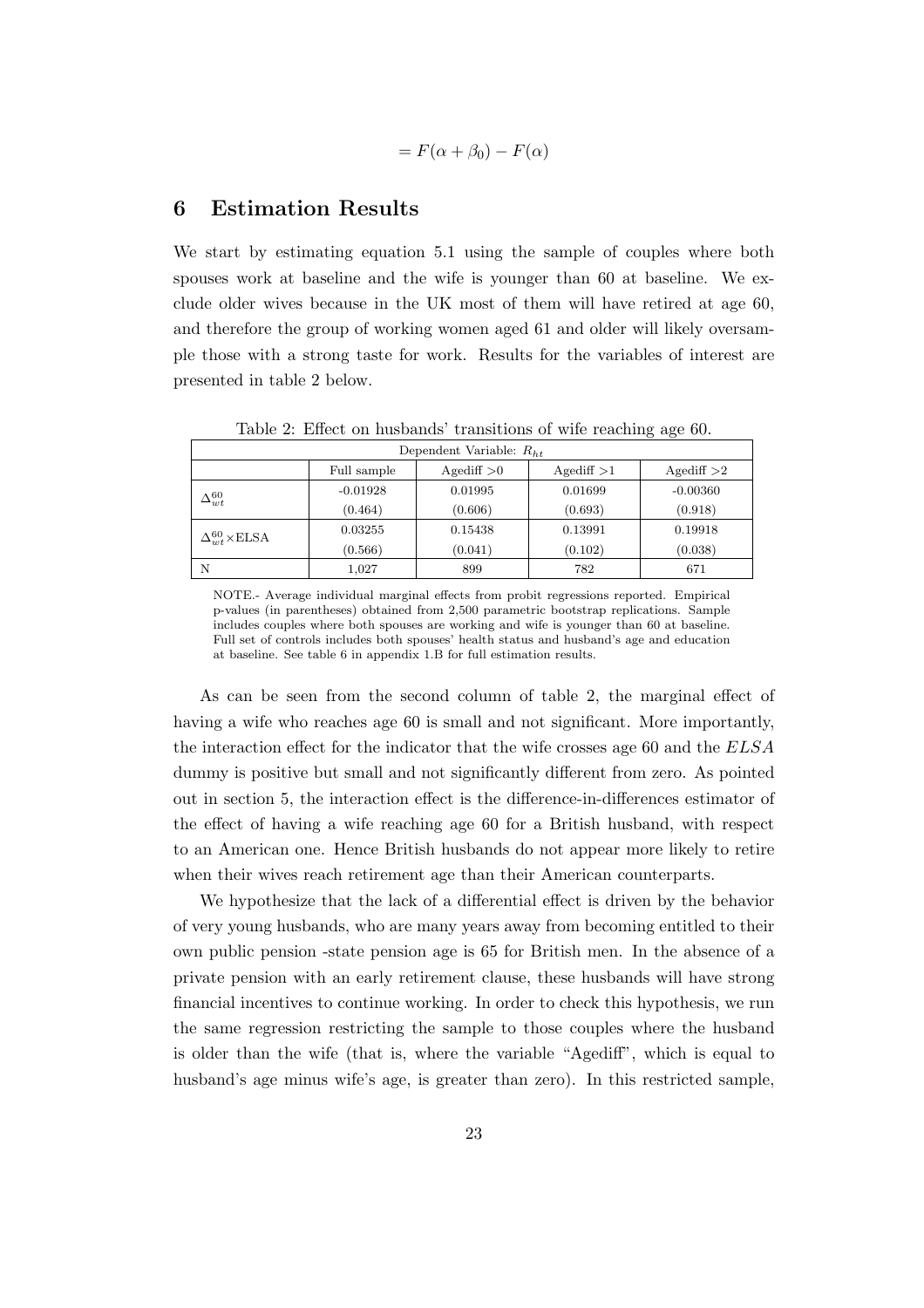$$= F(\alpha + \beta_0) - F(\alpha)$$

## 6 Estimation Results

We start by estimating equation 5.1 using the sample of couples where both spouses work at baseline and the wife is younger than 60 at baseline. We exclude older wives because in the UK most of them will have retired at age 60, and therefore the group of working women aged 61 and older will likely oversample those with a strong taste for work. Results for the variables of interest are presented in table 2 below.

Table 2: Effect on husbands' transitions of wife reaching age 60.

| Dependent Variable: $R_{ht}$ | | | | |
|---|---|---|---|---|
| | Full sample | Agediff >0 | Agediff >1 | Agediff >2 |
| $\Delta_{wt}^{60}$ | -0.01928 | 0.01995 | 0.01699 | -0.00360 |
| | (0.464) | (0.606) | (0.693) | (0.918) |
| $\Delta_{wt}^{60}\times$ELSA | 0.03255 | 0.15438 | 0.13991 | 0.19918 |
| | (0.566) | (0.041) | (0.102) | (0.038) |
| N | 1,027 | 899 | 782 | 671 |

NOTE.- Average individual marginal effects from probit regressions reported. Empirical p-values (in parentheses) obtained from 2,500 parametric bootstrap replications. Sample includes couples where both spouses are working and wife is younger than 60 at baseline. Full set of controls includes both spouses' health status and husband's age and education at baseline. See table 6 in appendix 1.B for full estimation results.

As can be seen from the second column of table 2, the marginal effect of having a wife who reaches age 60 is small and not significant. More importantly, the interaction effect for the indicator that the wife crosses age 60 and the *ELSA* dummy is positive but small and not significantly different from zero. As pointed out in section 5, the interaction effect is the difference-in-differences estimator of the effect of having a wife reaching age 60 for a British husband, with respect to an American one. Hence British husbands do not appear more likely to retire when their wives reach retirement age than their American counterparts.

We hypothesize that the lack of a differential effect is driven by the behavior of very young husbands, who are many years away from becoming entitled to their own public pension -state pension age is 65 for British men. In the absence of a private pension with an early retirement clause, these husbands will have strong financial incentives to continue working. In order to check this hypothesis, we run the same regression restricting the sample to those couples where the husband is older than the wife (that is, where the variable "Agediff", which is equal to husband's age minus wife's age, is greater than zero). In this restricted sample,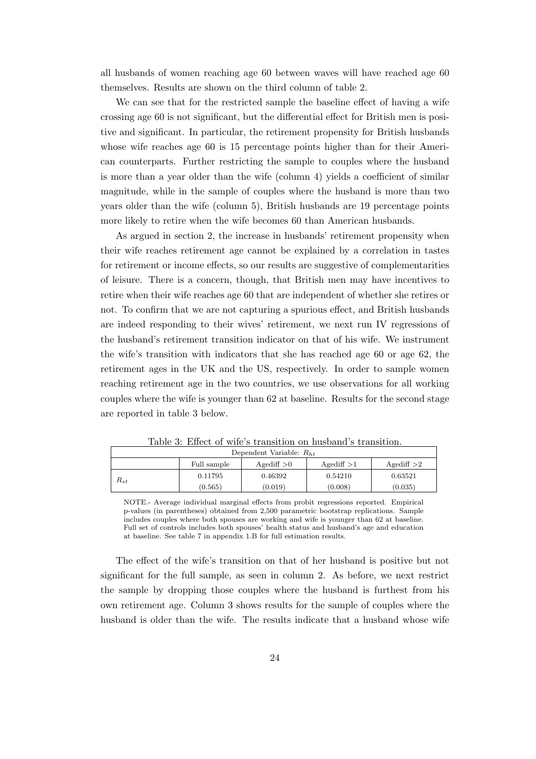all husbands of women reaching age 60 between waves will have reached age 60 themselves. Results are shown on the third column of table 2.

We can see that for the restricted sample the baseline effect of having a wife crossing age 60 is not significant, but the differential effect for British men is positive and significant. In particular, the retirement propensity for British husbands whose wife reaches age 60 is 15 percentage points higher than for their American counterparts. Further restricting the sample to couples where the husband is more than a year older than the wife (column 4) yields a coefficient of similar magnitude, while in the sample of couples where the husband is more than two years older than the wife (column 5), British husbands are 19 percentage points more likely to retire when the wife becomes 60 than American husbands.

As argued in section 2, the increase in husbands' retirement propensity when their wife reaches retirement age cannot be explained by a correlation in tastes for retirement or income effects, so our results are suggestive of complementarities of leisure. There is a concern, though, that British men may have incentives to retire when their wife reaches age 60 that are independent of whether she retires or not. To confirm that we are not capturing a spurious effect, and British husbands are indeed responding to their wives' retirement, we next run IV regressions of the husband's retirement transition indicator on that of his wife. We instrument the wife's transition with indicators that she has reached age 60 or age 62, the retirement ages in the UK and the US, respectively. In order to sample women reaching retirement age in the two countries, we use observations for all working couples where the wife is younger than 62 at baseline. Results for the second stage are reported in table 3 below.

Table 3: Effect of wife's transition on husband's transition.

| Dependent Variable: $R_{ht}$ | | | | |
|---|---|---|---|---|
| | Full sample | Agediff >0 | Agediff >1 | Agediff >2 |
| $R_{st}$ | 0.11795 | 0.46392 | 0.54210 | 0.63521 |
| | (0.565) | (0.019) | (0.008) | (0.035) |

NOTE.- Average individual marginal effects from probit regressions reported. Empirical p-values (in parentheses) obtained from 2,500 parametric bootstrap replications. Sample includes couples where both spouses are working and wife is younger than 62 at baseline. Full set of controls includes both spouses' health status and husband's age and education at baseline. See table 7 in appendix 1.B for full estimation results.

The effect of the wife's transition on that of her husband is positive but not significant for the full sample, as seen in column 2. As before, we next restrict the sample by dropping those couples where the husband is furthest from his own retirement age. Column 3 shows results for the sample of couples where the husband is older than the wife. The results indicate that a husband whose wife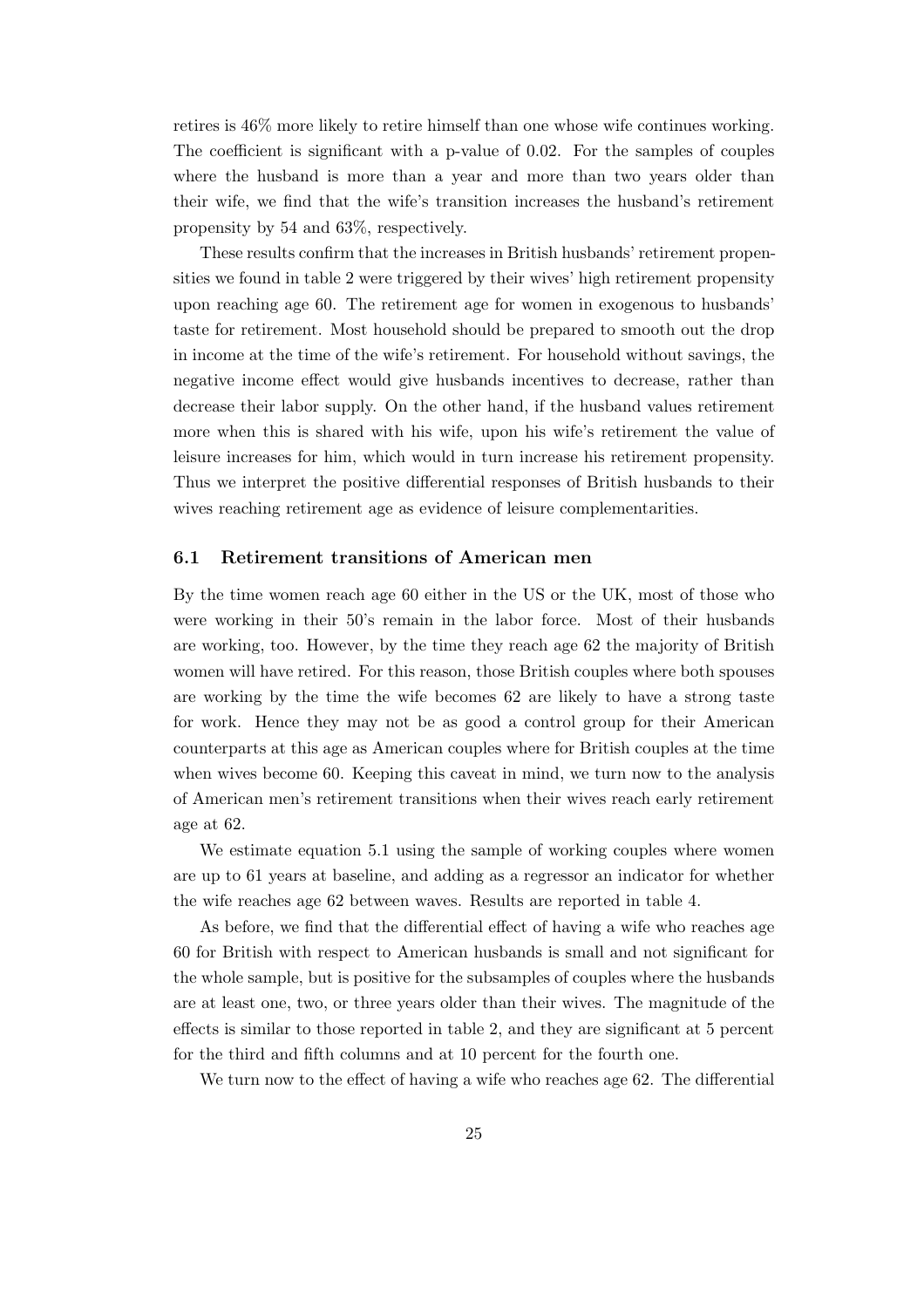retires is 46% more likely to retire himself than one whose wife continues working. The coefficient is significant with a p-value of 0.02. For the samples of couples where the husband is more than a year and more than two years older than their wife, we find that the wife's transition increases the husband's retirement propensity by 54 and 63%, respectively.

These results confirm that the increases in British husbands' retirement propensities we found in table 2 were triggered by their wives' high retirement propensity upon reaching age 60. The retirement age for women in exogenous to husbands' taste for retirement. Most household should be prepared to smooth out the drop in income at the time of the wife's retirement. For household without savings, the negative income effect would give husbands incentives to decrease, rather than decrease their labor supply. On the other hand, if the husband values retirement more when this is shared with his wife, upon his wife's retirement the value of leisure increases for him, which would in turn increase his retirement propensity. Thus we interpret the positive differential responses of British husbands to their wives reaching retirement age as evidence of leisure complementarities.

### 6.1 Retirement transitions of American men

By the time women reach age 60 either in the US or the UK, most of those who were working in their 50's remain in the labor force. Most of their husbands are working, too. However, by the time they reach age 62 the majority of British women will have retired. For this reason, those British couples where both spouses are working by the time the wife becomes 62 are likely to have a strong taste for work. Hence they may not be as good a control group for their American counterparts at this age as American couples where for British couples at the time when wives become 60. Keeping this caveat in mind, we turn now to the analysis of American men's retirement transitions when their wives reach early retirement age at 62.

We estimate equation 5.1 using the sample of working couples where women are up to 61 years at baseline, and adding as a regressor an indicator for whether the wife reaches age 62 between waves. Results are reported in table 4.

As before, we find that the differential effect of having a wife who reaches age 60 for British with respect to American husbands is small and not significant for the whole sample, but is positive for the subsamples of couples where the husbands are at least one, two, or three years older than their wives. The magnitude of the effects is similar to those reported in table 2, and they are significant at 5 percent for the third and fifth columns and at 10 percent for the fourth one.

We turn now to the effect of having a wife who reaches age 62. The differential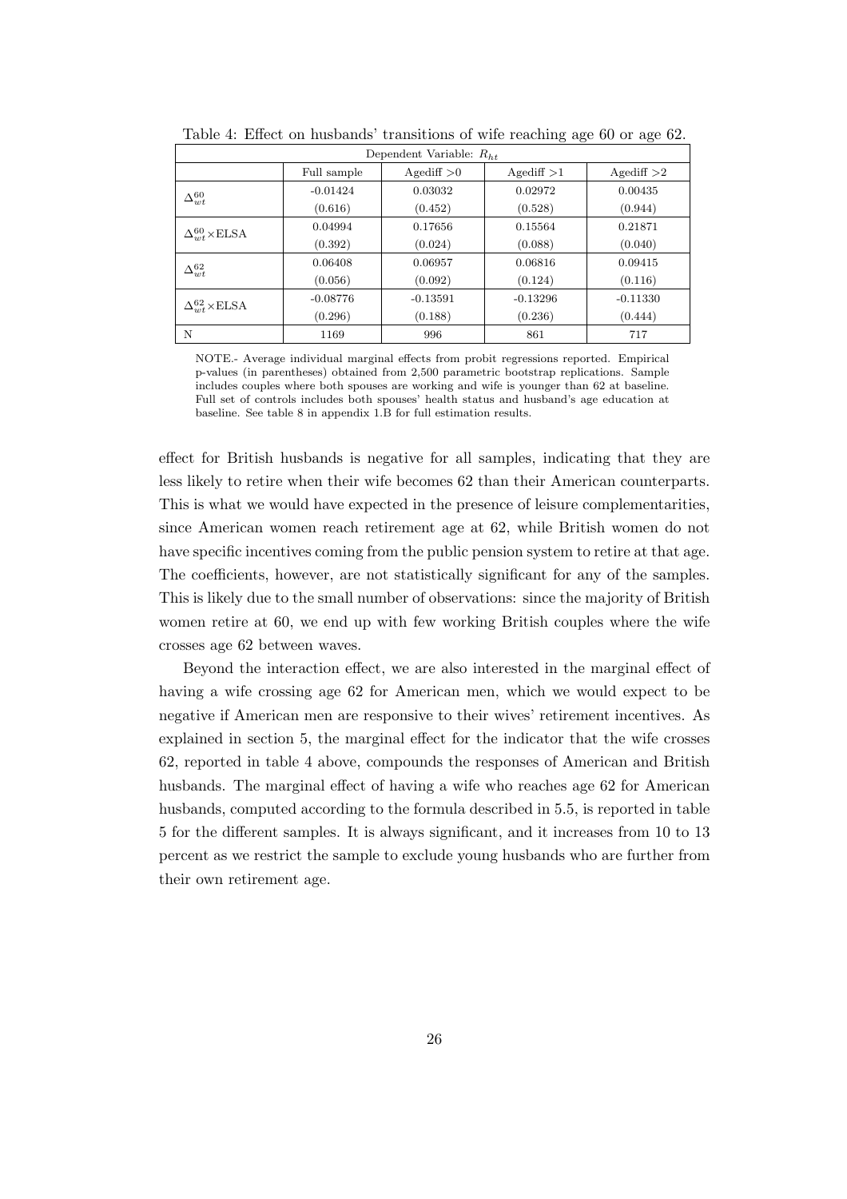Table 4: Effect on husbands' transitions of wife reaching age 60 or age 62.

| Dependent Variable: $R_{ht}$ | | | | |
|---|---|---|---|---|
| | Full sample | Agediff >0 | Agediff >1 | Agediff >2 |
| $\Delta^{60}_{wt}$ | -0.01424 | 0.03032 | 0.02972 | 0.00435 |
| | (0.616) | (0.452) | (0.528) | (0.944) |
| $\Delta^{60}_{wt}\times$ELSA | 0.04994 | 0.17656 | 0.15564 | 0.21871 |
| | (0.392) | (0.024) | (0.088) | (0.040) |
| $\Delta^{62}_{wt}$ | 0.06408 | 0.06957 | 0.06816 | 0.09415 |
| | (0.056) | (0.092) | (0.124) | (0.116) |
| $\Delta^{62}_{wt}\times$ELSA | -0.08776 | -0.13591 | -0.13296 | -0.11330 |
| | (0.296) | (0.188) | (0.236) | (0.444) |
| N | 1169 | 996 | 861 | 717 |

NOTE.- Average individual marginal effects from probit regressions reported. Empirical p-values (in parentheses) obtained from 2,500 parametric bootstrap replications. Sample includes couples where both spouses are working and wife is younger than 62 at baseline. Full set of controls includes both spouses' health status and husband's age education at baseline. See table 8 in appendix 1.B for full estimation results.

effect for British husbands is negative for all samples, indicating that they are less likely to retire when their wife becomes 62 than their American counterparts. This is what we would have expected in the presence of leisure complementarities, since American women reach retirement age at 62, while British women do not have specific incentives coming from the public pension system to retire at that age. The coefficients, however, are not statistically significant for any of the samples. This is likely due to the small number of observations: since the majority of British women retire at 60, we end up with few working British couples where the wife crosses age 62 between waves.

Beyond the interaction effect, we are also interested in the marginal effect of having a wife crossing age 62 for American men, which we would expect to be negative if American men are responsive to their wives' retirement incentives. As explained in section 5, the marginal effect for the indicator that the wife crosses 62, reported in table 4 above, compounds the responses of American and British husbands. The marginal effect of having a wife who reaches age 62 for American husbands, computed according to the formula described in 5.5, is reported in table 5 for the different samples. It is always significant, and it increases from 10 to 13 percent as we restrict the sample to exclude young husbands who are further from their own retirement age.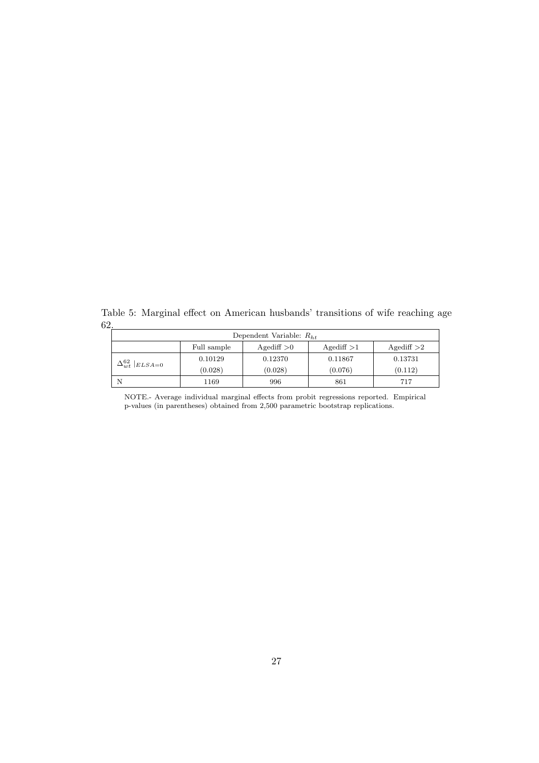Table 5: Marginal effect on American husbands' transitions of wife reaching age 62.

| Dependent Variable: $R_{ht}$ | | | | |
|---|---|---|---|---|
| | Full sample | Agediff >0 | Agediff >1 | Agediff >2 |
| $\Delta^{62}_{wt}\ \vert_{ELSA=0}$ | 0.10129 | 0.12370 | 0.11867 | 0.13731 |
| | (0.028) | (0.028) | (0.076) | (0.112) |
| N | 1169 | 996 | 861 | 717 |

NOTE.- Average individual marginal effects from probit regressions reported. Empirical p-values (in parentheses) obtained from 2,500 parametric bootstrap replications.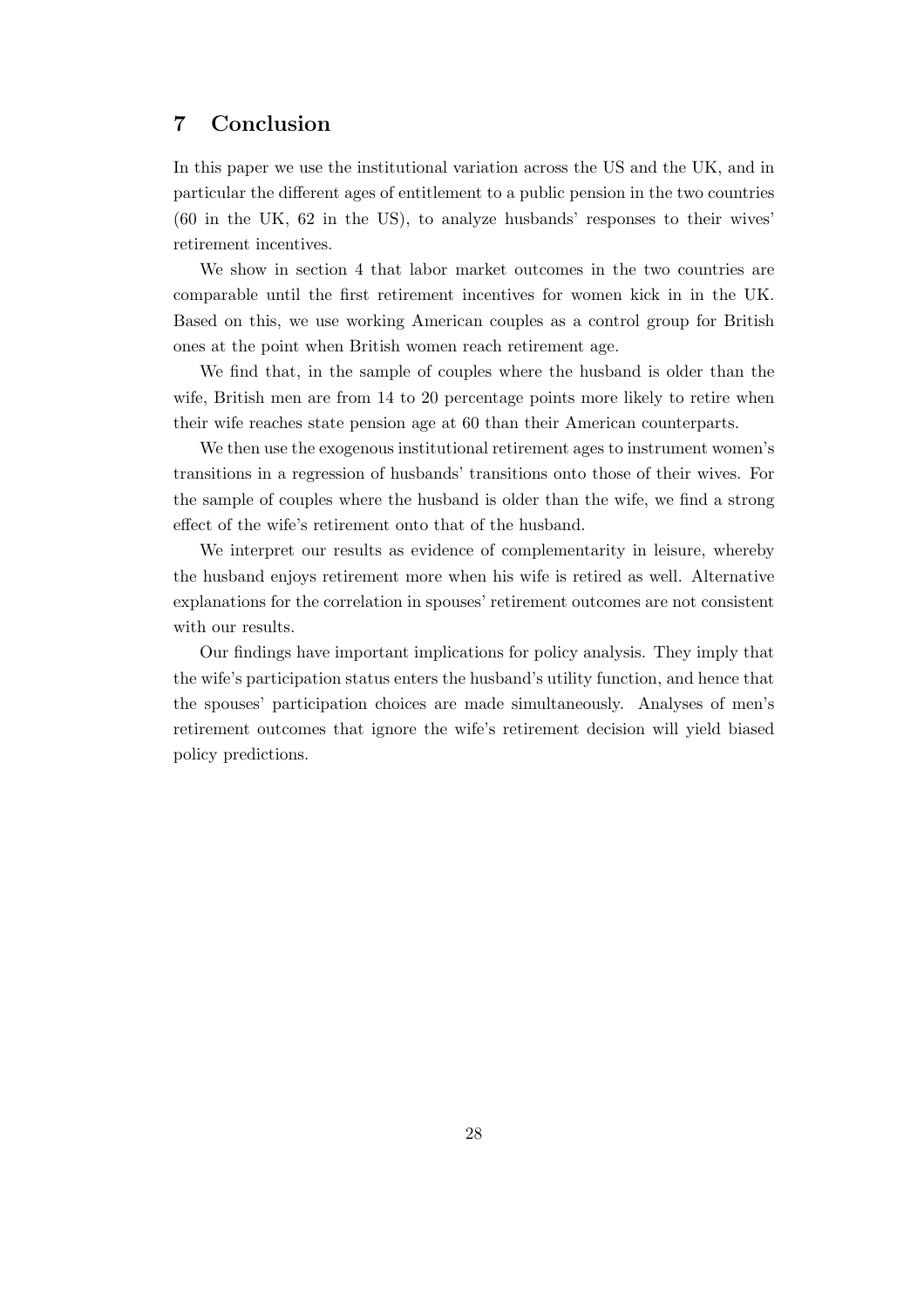## 7 Conclusion

In this paper we use the institutional variation across the US and the UK, and in particular the different ages of entitlement to a public pension in the two countries (60 in the UK, 62 in the US), to analyze husbands' responses to their wives' retirement incentives.

We show in section 4 that labor market outcomes in the two countries are comparable until the first retirement incentives for women kick in in the UK. Based on this, we use working American couples as a control group for British ones at the point when British women reach retirement age.

We find that, in the sample of couples where the husband is older than the wife, British men are from 14 to 20 percentage points more likely to retire when their wife reaches state pension age at 60 than their American counterparts.

We then use the exogenous institutional retirement ages to instrument women's transitions in a regression of husbands' transitions onto those of their wives. For the sample of couples where the husband is older than the wife, we find a strong effect of the wife's retirement onto that of the husband.

We interpret our results as evidence of complementarity in leisure, whereby the husband enjoys retirement more when his wife is retired as well. Alternative explanations for the correlation in spouses' retirement outcomes are not consistent with our results.

Our findings have important implications for policy analysis. They imply that the wife's participation status enters the husband's utility function, and hence that the spouses' participation choices are made simultaneously. Analyses of men's retirement outcomes that ignore the wife's retirement decision will yield biased policy predictions.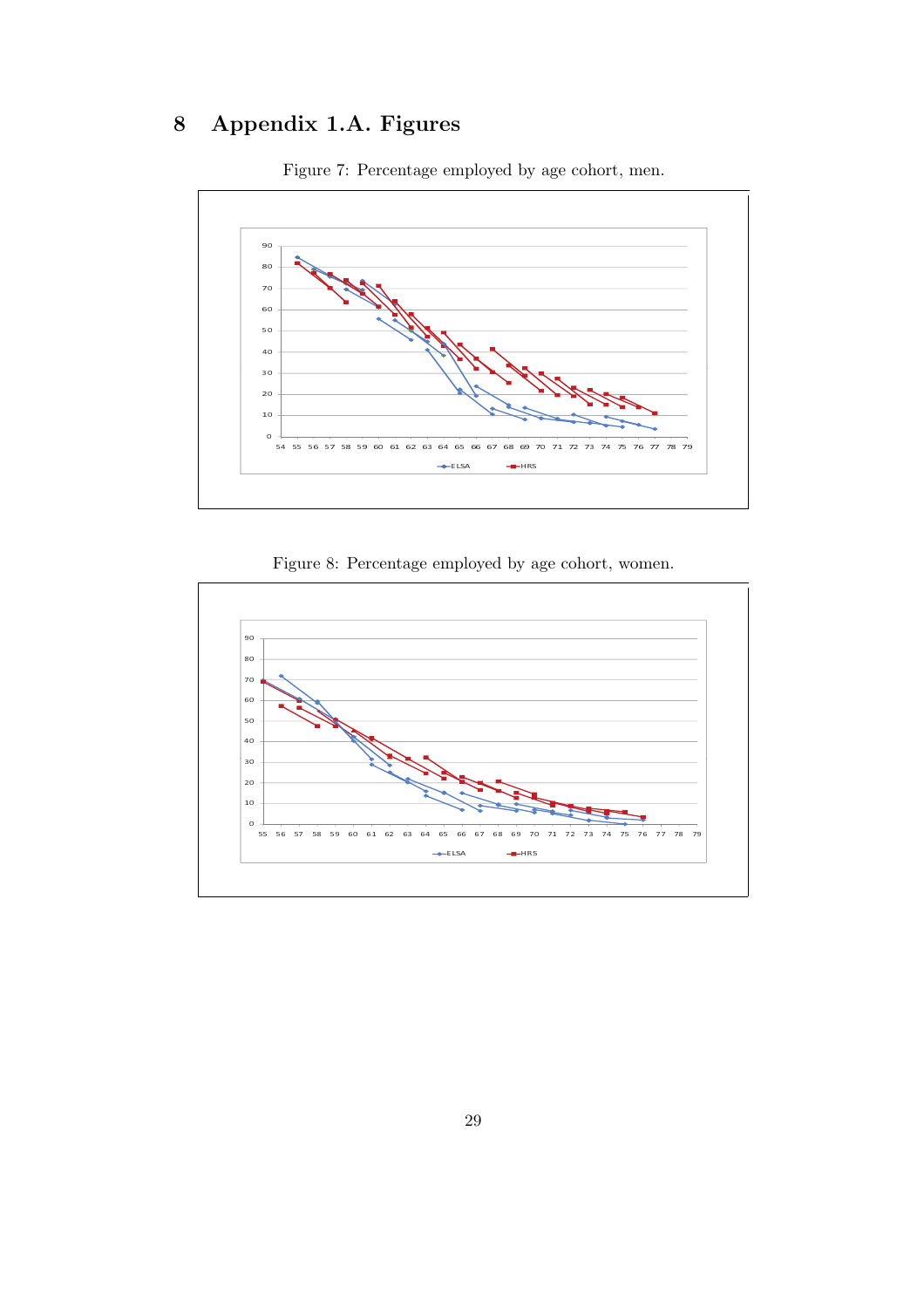# 8 Appendix 1.A. Figures

Figure 7: Percentage employed by age cohort, men.

Figure 8: Percentage employed by age cohort, women.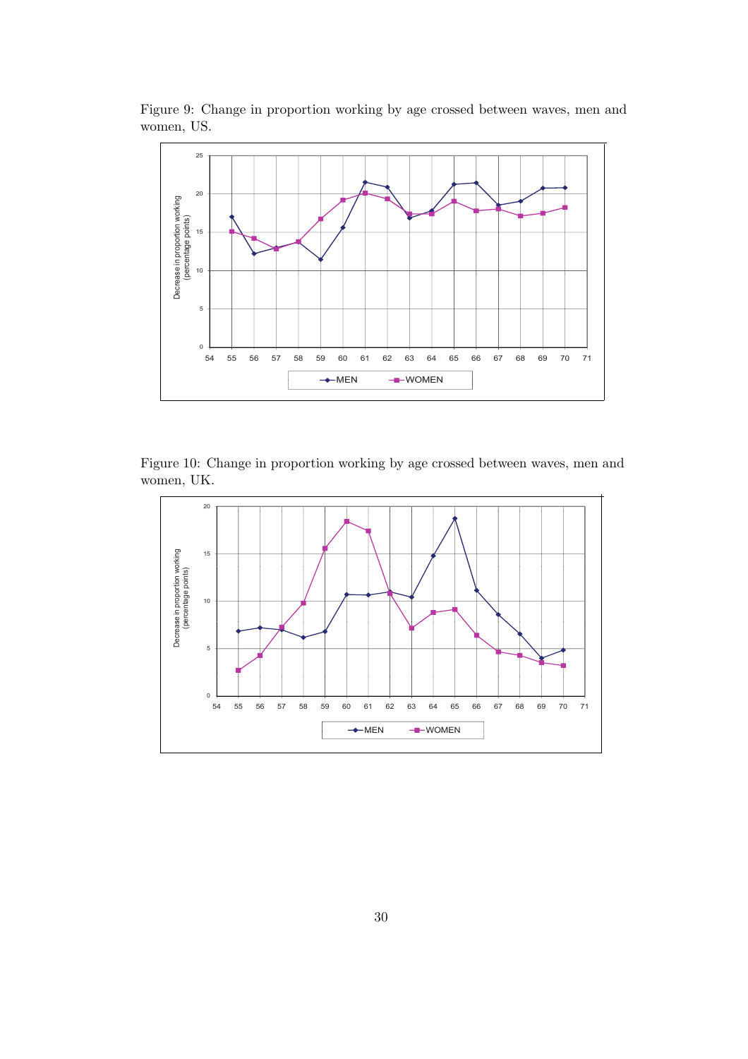Figure 9: Change in proportion working by age crossed between waves, men and women, US.

Figure 10: Change in proportion working by age crossed between waves, men and women, UK.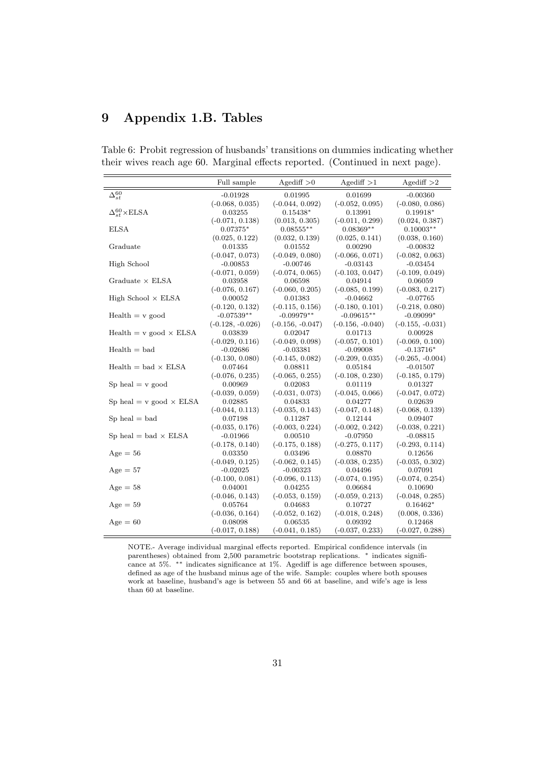# 9 Appendix 1.B. Tables

Table 6: Probit regression of husbands' transitions on dummies indicating whether their wives reach age 60. Marginal effects reported. (Continued in next page).

| | Full sample | Agediff >0 | Agediff >1 | Agediff >2 |
|---|---|---|---|---|
| $\Delta_{st}^{60}$ | -0.01928 | 0.01995 | 0.01699 | -0.00360 |
| | (-0.068, 0.035) | (-0.044, 0.092) | (-0.052, 0.095) | (-0.080, 0.086) |
| $\Delta_{st}^{60}\times$ELSA | 0.03255 | 0.15438* | 0.13991 | 0.19918* |
| | (-0.071, 0.138) | (0.013, 0.305) | (-0.011, 0.299) | (0.024, 0.387) |
| ELSA | 0.07375* | 0.08555** | 0.08369** | 0.10003** |
| | (0.025, 0.122) | (0.032, 0.139) | (0.025, 0.141) | (0.038, 0.160) |
| Graduate | 0.01335 | 0.01552 | 0.00290 | -0.00832 |
| | (-0.047, 0.073) | (-0.049, 0.080) | (-0.066, 0.071) | (-0.082, 0.063) |
| High School | -0.00853 | -0.00746 | -0.03143 | -0.03454 |
| | (-0.071, 0.059) | (-0.074, 0.065) | (-0.103, 0.047) | (-0.109, 0.049) |
| Graduate × ELSA | 0.03958 | 0.06598 | 0.04914 | 0.06059 |
| | (-0.076, 0.167) | (-0.060, 0.205) | (-0.085, 0.199) | (-0.083, 0.217) |
| High School × ELSA | 0.00052 | 0.01383 | -0.04662 | -0.07765 |
| | (-0.120, 0.132) | (-0.115, 0.156) | (-0.180, 0.101) | (-0.218, 0.080) |
| Health = v good | -0.07539** | -0.09979** | -0.09615** | -0.09099* |
| | (-0.128, -0.026) | (-0.156, -0.047) | (-0.156, -0.040) | (-0.155, -0.031) |
| Health = v good × ELSA | 0.03839 | 0.02047 | 0.01713 | 0.00928 |
| | (-0.029, 0.116) | (-0.049, 0.098) | (-0.057, 0.101) | (-0.069, 0.100) |
| Health = bad | -0.02686 | -0.03381 | -0.09008 | -0.13716* |
| | (-0.130, 0.080) | (-0.145, 0.082) | (-0.209, 0.035) | (-0.265, -0.004) |
| Health = bad × ELSA | 0.07464 | 0.08811 | 0.05184 | -0.01507 |
| | (-0.076, 0.235) | (-0.065, 0.255) | (-0.108, 0.230) | (-0.185, 0.179) |
| Sp heal = v good | 0.00969 | 0.02083 | 0.01119 | 0.01327 |
| | (-0.039, 0.059) | (-0.031, 0.073) | (-0.045, 0.066) | (-0.047, 0.072) |
| Sp heal = v good × ELSA | 0.02885 | 0.04833 | 0.04277 | 0.02639 |
| | (-0.044, 0.113) | (-0.035, 0.143) | (-0.047, 0.148) | (-0.068, 0.139) |
| Sp heal = bad | 0.07198 | 0.11287 | 0.12144 | 0.09407 |
| | (-0.035, 0.176) | (-0.003, 0.224) | (-0.002, 0.242) | (-0.038, 0.221) |
| Sp heal = bad × ELSA | -0.01966 | 0.00510 | -0.07950 | -0.08815 |
| | (-0.178, 0.140) | (-0.175, 0.188) | (-0.275, 0.117) | (-0.293, 0.114) |
| Age = 56 | 0.03350 | 0.03496 | 0.08870 | 0.12656 |
| | (-0.049, 0.125) | (-0.062, 0.145) | (-0.038, 0.235) | (-0.035, 0.302) |
| Age = 57 | -0.02025 | -0.00323 | 0.04496 | 0.07091 |
| | (-0.100, 0.081) | (-0.096, 0.113) | (-0.074, 0.195) | (-0.074, 0.254) |
| Age = 58 | 0.04001 | 0.04255 | 0.06684 | 0.10690 |
| | (-0.046, 0.143) | (-0.053, 0.159) | (-0.059, 0.213) | (-0.048, 0.285) |
| Age = 59 | 0.05764 | 0.04683 | 0.10727 | 0.16462* |
| | (-0.036, 0.164) | (-0.052, 0.162) | (-0.018, 0.248) | (0.008, 0.336) |
| Age = 60 | 0.08098 | 0.06535 | 0.09392 | 0.12468 |
| | (-0.017, 0.188) | (-0.041, 0.185) | (-0.037, 0.233) | (-0.027, 0.288) |

NOTE.- Average individual marginal effects reported. Empirical confidence intervals (in parentheses) obtained from 2,500 parametric bootstrap replications. * indicates significance at 5%. ** indicates significance at 1%. Agediff is age difference between spouses, defined as age of the husband minus age of the wife. Sample: couples where both spouses work at baseline, husband's age is between 55 and 66 at baseline, and wife's age is less than 60 at baseline.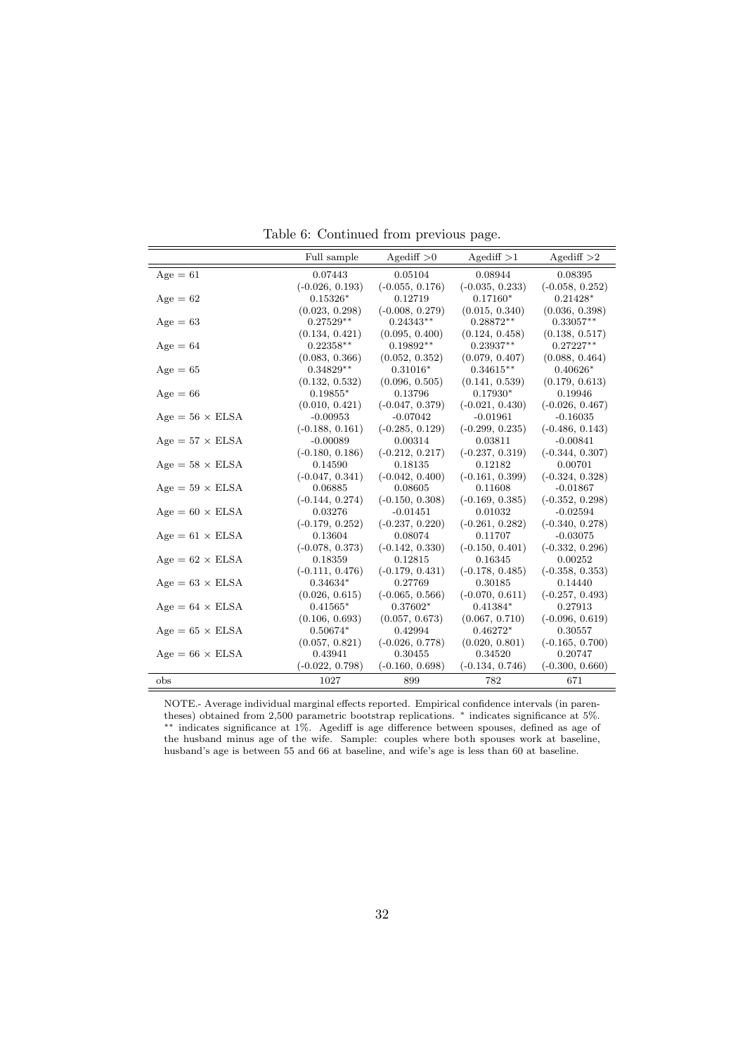Table 6: Continued from previous page.

| | Full sample | Agediff >0 | Agediff >1 | Agediff >2 |
|---|---|---|---|---|
| Age = 61 | 0.07443 | 0.05104 | 0.08944 | 0.08395 |
| | (-0.026, 0.193) | (-0.055, 0.176) | (-0.035, 0.233) | (-0.058, 0.252) |
| Age = 62 | 0.15326* | 0.12719 | 0.17160* | 0.21428* |
| | (0.023, 0.298) | (-0.008, 0.279) | (0.015, 0.340) | (0.036, 0.398) |
| Age = 63 | 0.27529** | 0.24343** | 0.28872** | 0.33057** |
| | (0.134, 0.421) | (0.095, 0.400) | (0.124, 0.458) | (0.138, 0.517) |
| Age = 64 | 0.22358** | 0.19892** | 0.23937** | 0.27227** |
| | (0.083, 0.366) | (0.052, 0.352) | (0.079, 0.407) | (0.088, 0.464) |
| Age = 65 | 0.34829** | 0.31016* | 0.34615** | 0.40626* |
| | (0.132, 0.532) | (0.096, 0.505) | (0.141, 0.539) | (0.179, 0.613) |
| Age = 66 | 0.19855* | 0.13796 | 0.17930* | 0.19946 |
| | (0.010, 0.421) | (-0.047, 0.379) | (-0.021, 0.430) | (-0.026, 0.467) |
| Age = 56 × ELSA | -0.00953 | -0.07042 | -0.01961 | -0.16035 |
| | (-0.188, 0.161) | (-0.285, 0.129) | (-0.299, 0.235) | (-0.486, 0.143) |
| Age = 57 × ELSA | -0.00089 | 0.00314 | 0.03811 | -0.00841 |
| | (-0.180, 0.186) | (-0.212, 0.217) | (-0.237, 0.319) | (-0.344, 0.307) |
| Age = 58 × ELSA | 0.14590 | 0.18135 | 0.12182 | 0.00701 |
| | (-0.047, 0.341) | (-0.042, 0.400) | (-0.161, 0.399) | (-0.324, 0.328) |
| Age = 59 × ELSA | 0.06885 | 0.08605 | 0.11608 | -0.01867 |
| | (-0.144, 0.274) | (-0.150, 0.308) | (-0.169, 0.385) | (-0.352, 0.298) |
| Age = 60 × ELSA | 0.03276 | -0.01451 | 0.01032 | -0.02594 |
| | (-0.179, 0.252) | (-0.237, 0.220) | (-0.261, 0.282) | (-0.340, 0.278) |
| Age = 61 × ELSA | 0.13604 | 0.08074 | 0.11707 | -0.03075 |
| | (-0.078, 0.373) | (-0.142, 0.330) | (-0.150, 0.401) | (-0.332, 0.296) |
| Age = 62 × ELSA | 0.18359 | 0.12815 | 0.16345 | 0.00252 |
| | (-0.111, 0.476) | (-0.179, 0.431) | (-0.178, 0.485) | (-0.358, 0.353) |
| Age = 63 × ELSA | 0.34634* | 0.27769 | 0.30185 | 0.14440 |
| | (0.026, 0.615) | (-0.065, 0.566) | (-0.070, 0.611) | (-0.257, 0.493) |
| Age = 64 × ELSA | 0.41565* | 0.37602* | 0.41384* | 0.27913 |
| | (0.106, 0.693) | (0.057, 0.673) | (0.067, 0.710) | (-0.096, 0.619) |
| Age = 65 × ELSA | 0.50674* | 0.42994 | 0.46272* | 0.30557 |
| | (0.057, 0.821) | (-0.026, 0.778) | (0.020, 0.801) | (-0.165, 0.700) |
| Age = 66 × ELSA | 0.43941 | 0.30455 | 0.34520 | 0.20747 |
| | (-0.022, 0.798) | (-0.160, 0.698) | (-0.134, 0.746) | (-0.300, 0.660) |
| obs | 1027 | 899 | 782 | 671 |

NOTE.- Average individual marginal effects reported. Empirical confidence intervals (in parentheses) obtained from 2,500 parametric bootstrap replications. * indicates significance at 5%. ** indicates significance at 1%. Agediff is age difference between spouses, defined as age of the husband minus age of the wife. Sample: couples where both spouses work at baseline, husband's age is between 55 and 66 at baseline, and wife's age is less than 60 at baseline.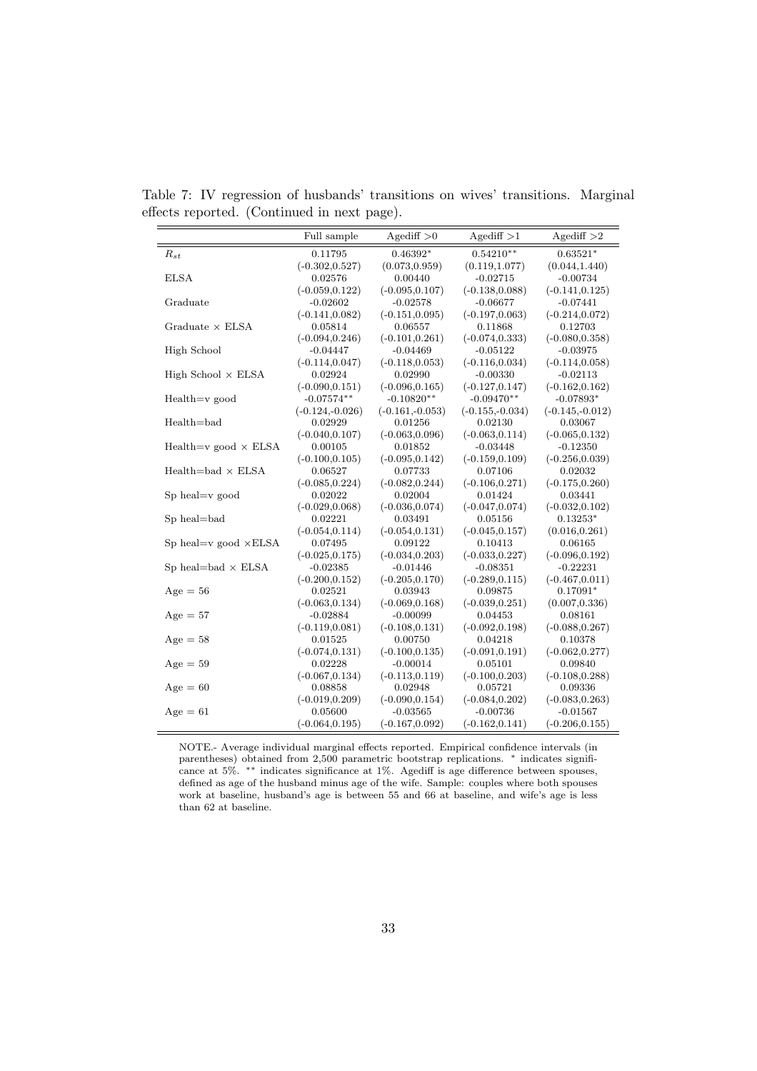Table 7: IV regression of husbands' transitions on wives' transitions. Marginal effects reported. (Continued in next page).

| | Full sample | Agediff >0 | Agediff >1 | Agediff >2 |
|---|---|---|---|---|
| $R_{st}$ | 0.11795 | 0.46392* | 0.54210** | 0.63521* |
| | (-0.302,0.527) | (0.073,0.959) | (0.119,1.077) | (0.044,1.440) |
| ELSA | 0.02576 | 0.00440 | -0.02715 | -0.00734 |
| | (-0.059,0.122) | (-0.095,0.107) | (-0.138,0.088) | (-0.141,0.125) |
| Graduate | -0.02602 | -0.02578 | -0.06677 | -0.07441 |
| | (-0.141,0.082) | (-0.151,0.095) | (-0.197,0.063) | (-0.214,0.072) |
| Graduate × ELSA | 0.05814 | 0.06557 | 0.11868 | 0.12703 |
| | (-0.094,0.246) | (-0.101,0.261) | (-0.074,0.333) | (-0.080,0.358) |
| High School | -0.04447 | -0.04469 | -0.05122 | -0.03975 |
| | (-0.114,0.047) | (-0.118,0.053) | (-0.116,0.034) | (-0.114,0.058) |
| High School × ELSA | 0.02924 | 0.02990 | -0.00330 | -0.02113 |
| | (-0.090,0.151) | (-0.096,0.165) | (-0.127,0.147) | (-0.162,0.162) |
| Health=v good | -0.07574** | -0.10820** | -0.09470** | -0.07893* |
| | (-0.124,-0.026) | (-0.161,-0.053) | (-0.155,-0.034) | (-0.145,-0.012) |
| Health=bad | 0.02929 | 0.01256 | 0.02130 | 0.03067 |
| | (-0.040,0.107) | (-0.063,0.096) | (-0.063,0.114) | (-0.065,0.132) |
| Health=v good × ELSA | 0.00105 | 0.01852 | -0.03448 | -0.12350 |
| | (-0.100,0.105) | (-0.095,0.142) | (-0.159,0.109) | (-0.256,0.039) |
| Health=bad × ELSA | 0.06527 | 0.07733 | 0.07106 | 0.02032 |
| | (-0.085,0.224) | (-0.082,0.244) | (-0.106,0.271) | (-0.175,0.260) |
| Sp heal=v good | 0.02022 | 0.02004 | 0.01424 | 0.03441 |
| | (-0.029,0.068) | (-0.036,0.074) | (-0.047,0.074) | (-0.032,0.102) |
| Sp heal=bad | 0.02221 | 0.03491 | 0.05156 | 0.13253* |
| | (-0.054,0.114) | (-0.054,0.131) | (-0.045,0.157) | (0.016,0.261) |
| Sp heal=v good ×ELSA | 0.07495 | 0.09122 | 0.10413 | 0.06165 |
| | (-0.025,0.175) | (-0.034,0.203) | (-0.033,0.227) | (-0.096,0.192) |
| Sp heal=bad × ELSA | -0.02385 | -0.01446 | -0.08351 | -0.22231 |
| | (-0.200,0.152) | (-0.205,0.170) | (-0.289,0.115) | (-0.467,0.011) |
| Age = 56 | 0.02521 | 0.03943 | 0.09875 | 0.17091* |
| | (-0.063,0.134) | (-0.069,0.168) | (-0.039,0.251) | (0.007,0.336) |
| Age = 57 | -0.02884 | -0.00099 | 0.04453 | 0.08161 |
| | (-0.119,0.081) | (-0.108,0.131) | (-0.092,0.198) | (-0.088,0.267) |
| Age = 58 | 0.01525 | 0.00750 | 0.04218 | 0.10378 |
| | (-0.074,0.131) | (-0.100,0.135) | (-0.091,0.191) | (-0.062,0.277) |
| Age = 59 | 0.02228 | -0.00014 | 0.05101 | 0.09840 |
| | (-0.067,0.134) | (-0.113,0.119) | (-0.100,0.203) | (-0.108,0.288) |
| Age = 60 | 0.08858 | 0.02948 | 0.05721 | 0.09336 |
| | (-0.019,0.209) | (-0.090,0.154) | (-0.084,0.202) | (-0.083,0.263) |
| Age = 61 | 0.05600 | -0.03565 | -0.00736 | -0.01567 |
| | (-0.064,0.195) | (-0.167,0.092) | (-0.162,0.141) | (-0.206,0.155) |

NOTE.- Average individual marginal effects reported. Empirical confidence intervals (in parentheses) obtained from 2,500 parametric bootstrap replications. * indicates significance at 5%. ** indicates significance at 1%. Agediff is age difference between spouses, defined as age of the husband minus age of the wife. Sample: couples where both spouses work at baseline, husband's age is between 55 and 66 at baseline, and wife's age is less than 62 at baseline.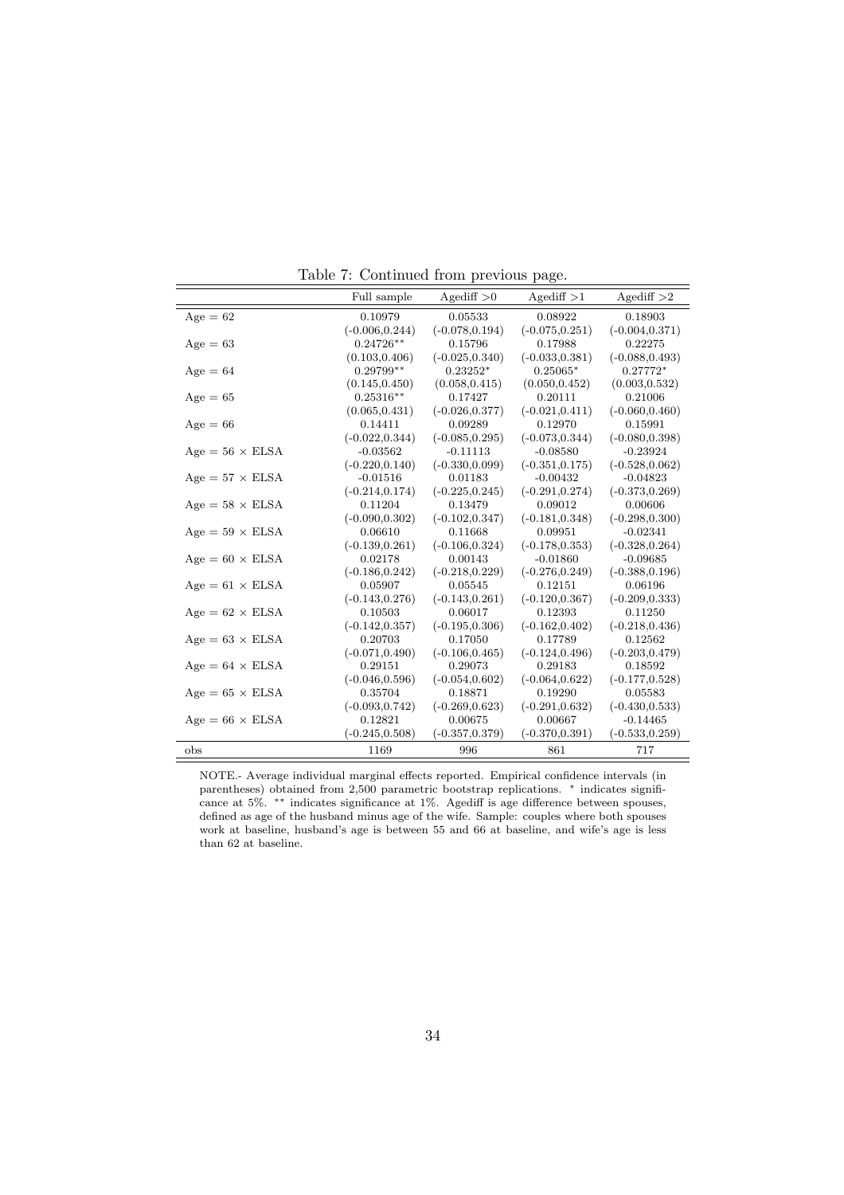Table 7: Continued from previous page.

| | Full sample | Agediff >0 | Agediff >1 | Agediff >2 |
|---|---|---|---|---|
| Age = 62 | 0.10979 | 0.05533 | 0.08922 | 0.18903 |
| | (-0.006,0.244) | (-0.078,0.194) | (-0.075,0.251) | (-0.004,0.371) |
| Age = 63 | 0.24726** | 0.15796 | 0.17988 | 0.22275 |
| | (0.103,0.406) | (-0.025,0.340) | (-0.033,0.381) | (-0.088,0.493) |
| Age = 64 | 0.29799** | 0.23252* | 0.25065* | 0.27772* |
| | (0.145,0.450) | (0.058,0.415) | (0.050,0.452) | (0.003,0.532) |
| Age = 65 | 0.25316** | 0.17427 | 0.20111 | 0.21006 |
| | (0.065,0.431) | (-0.026,0.377) | (-0.021,0.411) | (-0.060,0.460) |
| Age = 66 | 0.14411 | 0.09289 | 0.12970 | 0.15991 |
| | (-0.022,0.344) | (-0.085,0.295) | (-0.073,0.344) | (-0.080,0.398) |
| Age = 56 × ELSA | -0.03562 | -0.11113 | -0.08580 | -0.23924 |
| | (-0.220,0.140) | (-0.330,0.099) | (-0.351,0.175) | (-0.528,0.062) |
| Age = 57 × ELSA | -0.01516 | 0.01183 | -0.00432 | -0.04823 |
| | (-0.214,0.174) | (-0.225,0.245) | (-0.291,0.274) | (-0.373,0.269) |
| Age = 58 × ELSA | 0.11204 | 0.13479 | 0.09012 | 0.00606 |
| | (-0.090,0.302) | (-0.102,0.347) | (-0.181,0.348) | (-0.298,0.300) |
| Age = 59 × ELSA | 0.06610 | 0.11668 | 0.09951 | -0.02341 |
| | (-0.139,0.261) | (-0.106,0.324) | (-0.178,0.353) | (-0.328,0.264) |
| Age = 60 × ELSA | 0.02178 | 0.00143 | -0.01860 | -0.09685 |
| | (-0.186,0.242) | (-0.218,0.229) | (-0.276,0.249) | (-0.388,0.196) |
| Age = 61 × ELSA | 0.05907 | 0.05545 | 0.12151 | 0.06196 |
| | (-0.143,0.276) | (-0.143,0.261) | (-0.120,0.367) | (-0.209,0.333) |
| Age = 62 × ELSA | 0.10503 | 0.06017 | 0.12393 | 0.11250 |
| | (-0.142,0.357) | (-0.195,0.306) | (-0.162,0.402) | (-0.218,0.436) |
| Age = 63 × ELSA | 0.20703 | 0.17050 | 0.17789 | 0.12562 |
| | (-0.071,0.490) | (-0.106,0.465) | (-0.124,0.496) | (-0.203,0.479) |
| Age = 64 × ELSA | 0.29151 | 0.29073 | 0.29183 | 0.18592 |
| | (-0.046,0.596) | (-0.054,0.602) | (-0.064,0.622) | (-0.177,0.528) |
| Age = 65 × ELSA | 0.35704 | 0.18871 | 0.19290 | 0.05583 |
| | (-0.093,0.742) | (-0.269,0.623) | (-0.291,0.632) | (-0.430,0.533) |
| Age = 66 × ELSA | 0.12821 | 0.00675 | 0.00667 | -0.14465 |
| | (-0.245,0.508) | (-0.357,0.379) | (-0.370,0.391) | (-0.533,0.259) |
| obs | 1169 | 996 | 861 | 717 |

NOTE.- Average individual marginal effects reported. Empirical confidence intervals (in parentheses) obtained from 2,500 parametric bootstrap replications. * indicates significance at 5%. ** indicates significance at 1%. Agediff is age difference between spouses, defined as age of the husband minus age of the wife. Sample: couples where both spouses work at baseline, husband's age is between 55 and 66 at baseline, and wife's age is less than 62 at baseline.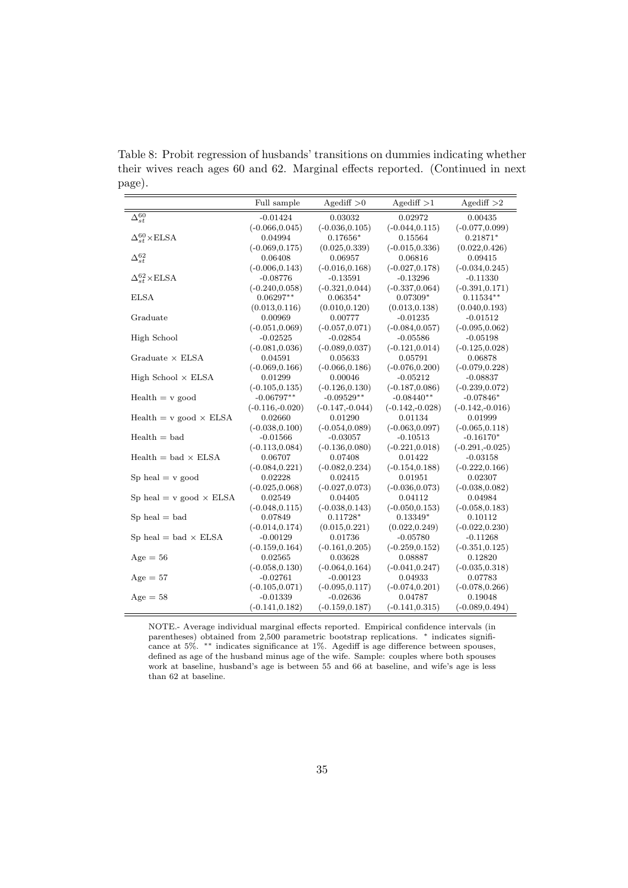Table 8: Probit regression of husbands' transitions on dummies indicating whether their wives reach ages 60 and 62. Marginal effects reported. (Continued in next page).

| | Full sample | Agediff >0 | Agediff >1 | Agediff >2 |
|---|---|---|---|---|
| $\Delta^{60}_{st}$ | -0.01424 | 0.03032 | 0.02972 | 0.00435 |
| | (-0.066,0.045) | (-0.036,0.105) | (-0.044,0.115) | (-0.077,0.099) |
| $\Delta^{60}_{st}\times$ELSA | 0.04994 | 0.17656* | 0.15564 | 0.21871* |
| | (-0.069,0.175) | (0.025,0.339) | (-0.015,0.336) | (0.022,0.426) |
| $\Delta^{62}_{st}$ | 0.06408 | 0.06957 | 0.06816 | 0.09415 |
| | (-0.006,0.143) | (-0.016,0.168) | (-0.027,0.178) | (-0.034,0.245) |
| $\Delta^{62}_{st}\times$ELSA | -0.08776 | -0.13591 | -0.13296 | -0.11330 |
| | (-0.240,0.058) | (-0.321,0.044) | (-0.337,0.064) | (-0.391,0.171) |
| ELSA | 0.06297** | 0.06354* | 0.07309* | 0.11534** |
| | (0.013,0.116) | (0.010,0.120) | (0.013,0.138) | (0.040,0.193) |
| Graduate | 0.00969 | 0.00777 | -0.01235 | -0.01512 |
| | (-0.051,0.069) | (-0.057,0.071) | (-0.084,0.057) | (-0.095,0.062) |
| High School | -0.02525 | -0.02854 | -0.05586 | -0.05198 |
| | (-0.081,0.036) | (-0.089,0.037) | (-0.121,0.014) | (-0.125,0.028) |
| Graduate × ELSA | 0.04591 | 0.05633 | 0.05791 | 0.06878 |
| | (-0.069,0.166) | (-0.066,0.186) | (-0.076,0.200) | (-0.079,0.228) |
| High School × ELSA | 0.01299 | 0.00046 | -0.05212 | -0.08837 |
| | (-0.105,0.135) | (-0.126,0.130) | (-0.187,0.086) | (-0.239,0.072) |
| Health = v good | -0.06797** | -0.09529** | -0.08440** | -0.07846* |
| | (-0.116,-0.020) | (-0.147,-0.044) | (-0.142,-0.028) | (-0.142,-0.016) |
| Health = v good × ELSA | 0.02660 | 0.01290 | 0.01134 | 0.01999 |
| | (-0.038,0.100) | (-0.054,0.089) | (-0.063,0.097) | (-0.065,0.118) |
| Health = bad | -0.01566 | -0.03057 | -0.10513 | -0.16170* |
| | (-0.113,0.084) | (-0.136,0.080) | (-0.221,0.018) | (-0.291,-0.025) |
| Health = bad × ELSA | 0.06707 | 0.07408 | 0.01422 | -0.03158 |
| | (-0.084,0.221) | (-0.082,0.234) | (-0.154,0.188) | (-0.222,0.166) |
| Sp heal = v good | 0.02228 | 0.02415 | 0.01951 | 0.02307 |
| | (-0.025,0.068) | (-0.027,0.073) | (-0.036,0.073) | (-0.038,0.082) |
| Sp heal = v good × ELSA | 0.02549 | 0.04405 | 0.04112 | 0.04984 |
| | (-0.048,0.115) | (-0.038,0.143) | (-0.050,0.153) | (-0.058,0.183) |
| Sp heal = bad | 0.07849 | 0.11728* | 0.13349* | 0.10112 |
| | (-0.014,0.174) | (0.015,0.221) | (0.022,0.249) | (-0.022,0.230) |
| Sp heal = bad × ELSA | -0.00129 | 0.01736 | -0.05780 | -0.11268 |
| | (-0.159,0.164) | (-0.161,0.205) | (-0.259,0.152) | (-0.351,0.125) |
| Age = 56 | 0.02565 | 0.03628 | 0.08887 | 0.12820 |
| | (-0.058,0.130) | (-0.064,0.164) | (-0.041,0.247) | (-0.035,0.318) |
| Age = 57 | -0.02761 | -0.00123 | 0.04933 | 0.07783 |
| | (-0.105,0.071) | (-0.095,0.117) | (-0.074,0.201) | (-0.078,0.266) |
| Age = 58 | -0.01339 | -0.02636 | 0.04787 | 0.19048 |
| | (-0.141,0.182) | (-0.159,0.187) | (-0.141,0.315) | (-0.089,0.494) |

NOTE.- Average individual marginal effects reported. Empirical confidence intervals (in parentheses) obtained from 2,500 parametric bootstrap replications. * indicates significance at 5%. ** indicates significance at 1%. Agediff is age difference between spouses, defined as age of the husband minus age of the wife. Sample: couples where both spouses work at baseline, husband's age is between 55 and 66 at baseline, and wife's age is less than 62 at baseline.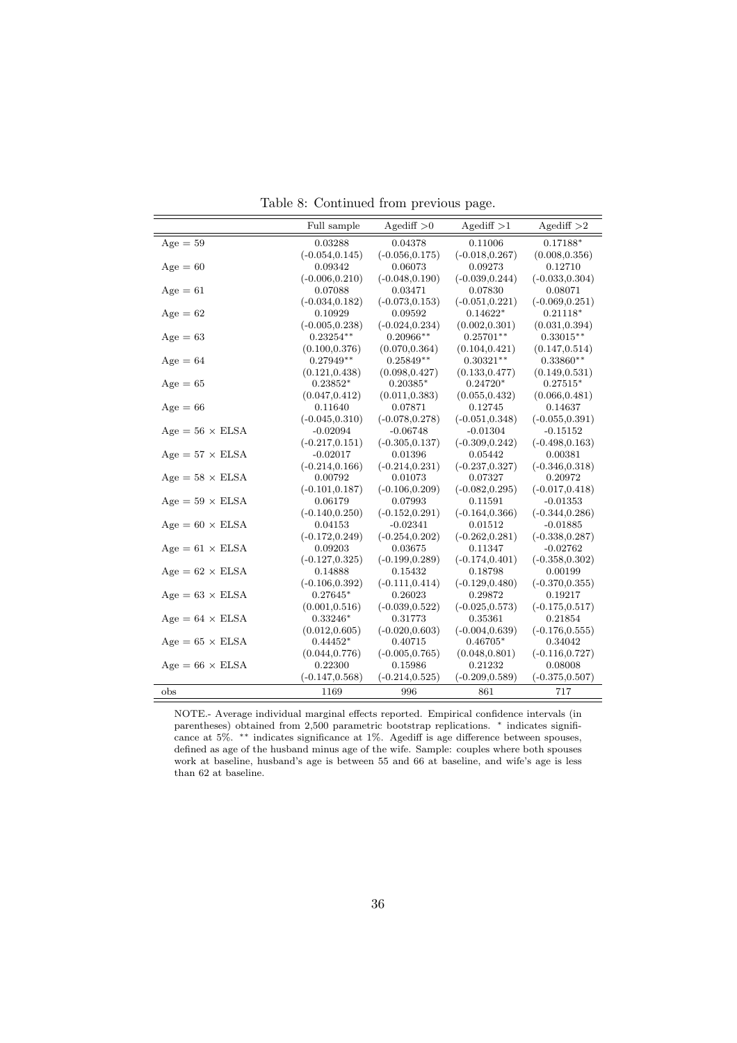Table 8: Continued from previous page.

| | Full sample | Agediff >0 | Agediff >1 | Agediff >2 |
|---|---|---|---|---|
| Age = 59 | 0.03288 | 0.04378 | 0.11006 | 0.17188* |
| | (-0.054,0.145) | (-0.056,0.175) | (-0.018,0.267) | (0.008,0.356) |
| Age = 60 | 0.09342 | 0.06073 | 0.09273 | 0.12710 |
| | (-0.006,0.210) | (-0.048,0.190) | (-0.039,0.244) | (-0.033,0.304) |
| Age = 61 | 0.07088 | 0.03471 | 0.07830 | 0.08071 |
| | (-0.034,0.182) | (-0.073,0.153) | (-0.051,0.221) | (-0.069,0.251) |
| Age = 62 | 0.10929 | 0.09592 | 0.14622* | 0.21118* |
| | (-0.005,0.238) | (-0.024,0.234) | (0.002,0.301) | (0.031,0.394) |
| Age = 63 | 0.23254** | 0.20966** | 0.25701** | 0.33015** |
| | (0.100,0.376) | (0.070,0.364) | (0.104,0.421) | (0.147,0.514) |
| Age = 64 | 0.27949** | 0.25849** | 0.30321** | 0.33860** |
| | (0.121,0.438) | (0.098,0.427) | (0.133,0.477) | (0.149,0.531) |
| Age = 65 | 0.23852* | 0.20385* | 0.24720* | 0.27515* |
| | (0.047,0.412) | (0.011,0.383) | (0.055,0.432) | (0.066,0.481) |
| Age = 66 | 0.11640 | 0.07871 | 0.12745 | 0.14637 |
| | (-0.045,0.310) | (-0.078,0.278) | (-0.051,0.348) | (-0.055,0.391) |
| Age = 56 × ELSA | -0.02094 | -0.06748 | -0.01304 | -0.15152 |
| | (-0.217,0.151) | (-0.305,0.137) | (-0.309,0.242) | (-0.498,0.163) |
| Age = 57 × ELSA | -0.02017 | 0.01396 | 0.05442 | 0.00381 |
| | (-0.214,0.166) | (-0.214,0.231) | (-0.237,0.327) | (-0.346,0.318) |
| Age = 58 × ELSA | 0.00792 | 0.01073 | 0.07327 | 0.20972 |
| | (-0.101,0.187) | (-0.106,0.209) | (-0.082,0.295) | (-0.017,0.418) |
| Age = 59 × ELSA | 0.06179 | 0.07993 | 0.11591 | -0.01353 |
| | (-0.140,0.250) | (-0.152,0.291) | (-0.164,0.366) | (-0.344,0.286) |
| Age = 60 × ELSA | 0.04153 | -0.02341 | 0.01512 | -0.01885 |
| | (-0.172,0.249) | (-0.254,0.202) | (-0.262,0.281) | (-0.338,0.287) |
| Age = 61 × ELSA | 0.09203 | 0.03675 | 0.11347 | -0.02762 |
| | (-0.127,0.325) | (-0.199,0.289) | (-0.174,0.401) | (-0.358,0.302) |
| Age = 62 × ELSA | 0.14888 | 0.15432 | 0.18798 | 0.00199 |
| | (-0.106,0.392) | (-0.111,0.414) | (-0.129,0.480) | (-0.370,0.355) |
| Age = 63 × ELSA | 0.27645* | 0.26023 | 0.29872 | 0.19217 |
| | (0.001,0.516) | (-0.039,0.522) | (-0.025,0.573) | (-0.175,0.517) |
| Age = 64 × ELSA | 0.33246* | 0.31773 | 0.35361 | 0.21854 |
| | (0.012,0.605) | (-0.020,0.603) | (-0.004,0.639) | (-0.176,0.555) |
| Age = 65 × ELSA | 0.44452* | 0.40715 | 0.46705* | 0.34042 |
| | (0.044,0.776) | (-0.005,0.765) | (0.048,0.801) | (-0.116,0.727) |
| Age = 66 × ELSA | 0.22300 | 0.15986 | 0.21232 | 0.08008 |
| | (-0.147,0.568) | (-0.214,0.525) | (-0.209,0.589) | (-0.375,0.507) |
| obs | 1169 | 996 | 861 | 717 |

NOTE.- Average individual marginal effects reported. Empirical confidence intervals (in parentheses) obtained from 2,500 parametric bootstrap replications. * indicates significance at 5%. ** indicates significance at 1%. Agediff is age difference between spouses, defined as age of the husband minus age of the wife. Sample: couples where both spouses work at baseline, husband's age is between 55 and 66 at baseline, and wife's age is less than 62 at baseline.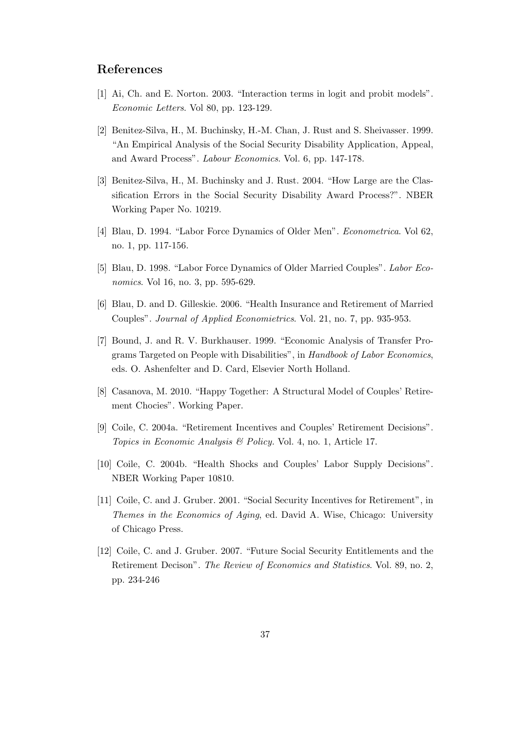## References

[1] Ai, Ch. and E. Norton. 2003. "Interaction terms in logit and probit models". *Economic Letters*. Vol 80, pp. 123-129.

[2] Benitez-Silva, H., M. Buchinsky, H.-M. Chan, J. Rust and S. Sheivasser. 1999. "An Empirical Analysis of the Social Security Disability Application, Appeal, and Award Process". *Labour Economics*. Vol. 6, pp. 147-178.

[3] Benitez-Silva, H., M. Buchinsky and J. Rust. 2004. "How Large are the Classification Errors in the Social Security Disability Award Process?". NBER Working Paper No. 10219.

[4] Blau, D. 1994. "Labor Force Dynamics of Older Men". *Econometrica*. Vol 62, no. 1, pp. 117-156.

[5] Blau, D. 1998. "Labor Force Dynamics of Older Married Couples". *Labor Economics*. Vol 16, no. 3, pp. 595-629.

[6] Blau, D. and D. Gilleskie. 2006. "Health Insurance and Retirement of Married Couples". *Journal of Applied Economietrics*. Vol. 21, no. 7, pp. 935-953.

[7] Bound, J. and R. V. Burkhauser. 1999. "Economic Analysis of Transfer Programs Targeted on People with Disabilities", in *Handbook of Labor Economics*, eds. O. Ashenfelter and D. Card, Elsevier North Holland.

[8] Casanova, M. 2010. "Happy Together: A Structural Model of Couples' Retirement Chocies". Working Paper.

[9] Coile, C. 2004a. "Retirement Incentives and Couples' Retirement Decisions". *Topics in Economic Analysis & Policy.* Vol. 4, no. 1, Article 17.

[10] Coile, C. 2004b. "Health Shocks and Couples' Labor Supply Decisions". NBER Working Paper 10810.

[11] Coile, C. and J. Gruber. 2001. "Social Security Incentives for Retirement", in *Themes in the Economics of Aging*, ed. David A. Wise, Chicago: University of Chicago Press.

[12] Coile, C. and J. Gruber. 2007. "Future Social Security Entitlements and the Retirement Decison". *The Review of Economics and Statistics*. Vol. 89, no. 2, pp. 234-246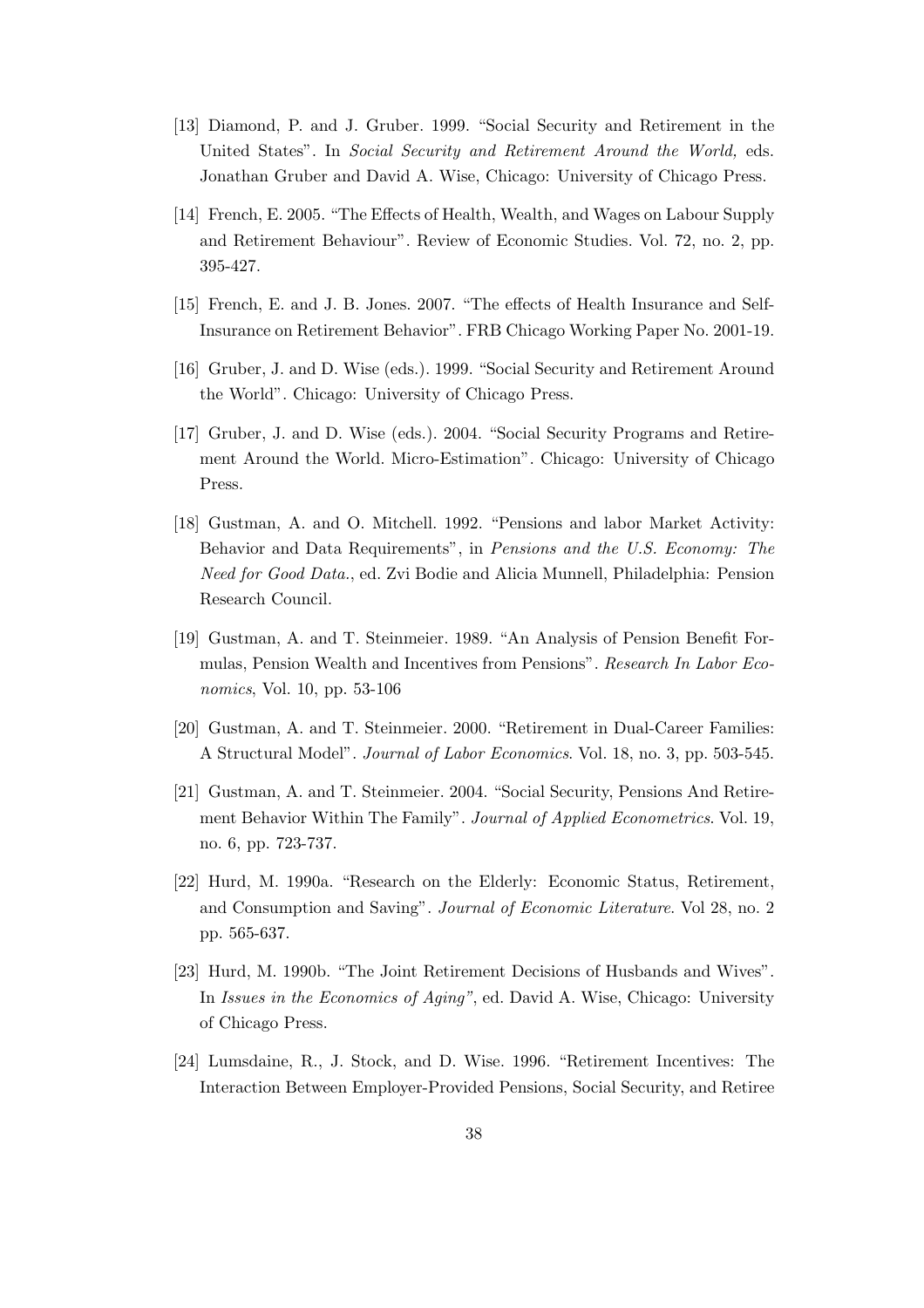[13] Diamond, P. and J. Gruber. 1999. "Social Security and Retirement in the United States". In *Social Security and Retirement Around the World,* eds. Jonathan Gruber and David A. Wise, Chicago: University of Chicago Press.

[14] French, E. 2005. "The Effects of Health, Wealth, and Wages on Labour Supply and Retirement Behaviour". Review of Economic Studies. Vol. 72, no. 2, pp. 395-427.

[15] French, E. and J. B. Jones. 2007. "The effects of Health Insurance and Self-Insurance on Retirement Behavior". FRB Chicago Working Paper No. 2001-19.

[16] Gruber, J. and D. Wise (eds.). 1999. "Social Security and Retirement Around the World". Chicago: University of Chicago Press.

[17] Gruber, J. and D. Wise (eds.). 2004. "Social Security Programs and Retirement Around the World. Micro-Estimation". Chicago: University of Chicago Press.

[18] Gustman, A. and O. Mitchell. 1992. "Pensions and labor Market Activity: Behavior and Data Requirements", in *Pensions and the U.S. Economy: The Need for Good Data.*, ed. Zvi Bodie and Alicia Munnell, Philadelphia: Pension Research Council.

[19] Gustman, A. and T. Steinmeier. 1989. "An Analysis of Pension Benefit Formulas, Pension Wealth and Incentives from Pensions". *Research In Labor Economics*, Vol. 10, pp. 53-106

[20] Gustman, A. and T. Steinmeier. 2000. "Retirement in Dual-Career Families: A Structural Model". *Journal of Labor Economics*. Vol. 18, no. 3, pp. 503-545.

[21] Gustman, A. and T. Steinmeier. 2004. "Social Security, Pensions And Retirement Behavior Within The Family". *Journal of Applied Econometrics*. Vol. 19, no. 6, pp. 723-737.

[22] Hurd, M. 1990a. "Research on the Elderly: Economic Status, Retirement, and Consumption and Saving". *Journal of Economic Literature*. Vol 28, no. 2 pp. 565-637.

[23] Hurd, M. 1990b. "The Joint Retirement Decisions of Husbands and Wives". In *Issues in the Economics of Aging"*, ed. David A. Wise, Chicago: University of Chicago Press.

[24] Lumsdaine, R., J. Stock, and D. Wise. 1996. "Retirement Incentives: The Interaction Between Employer-Provided Pensions, Social Security, and Retiree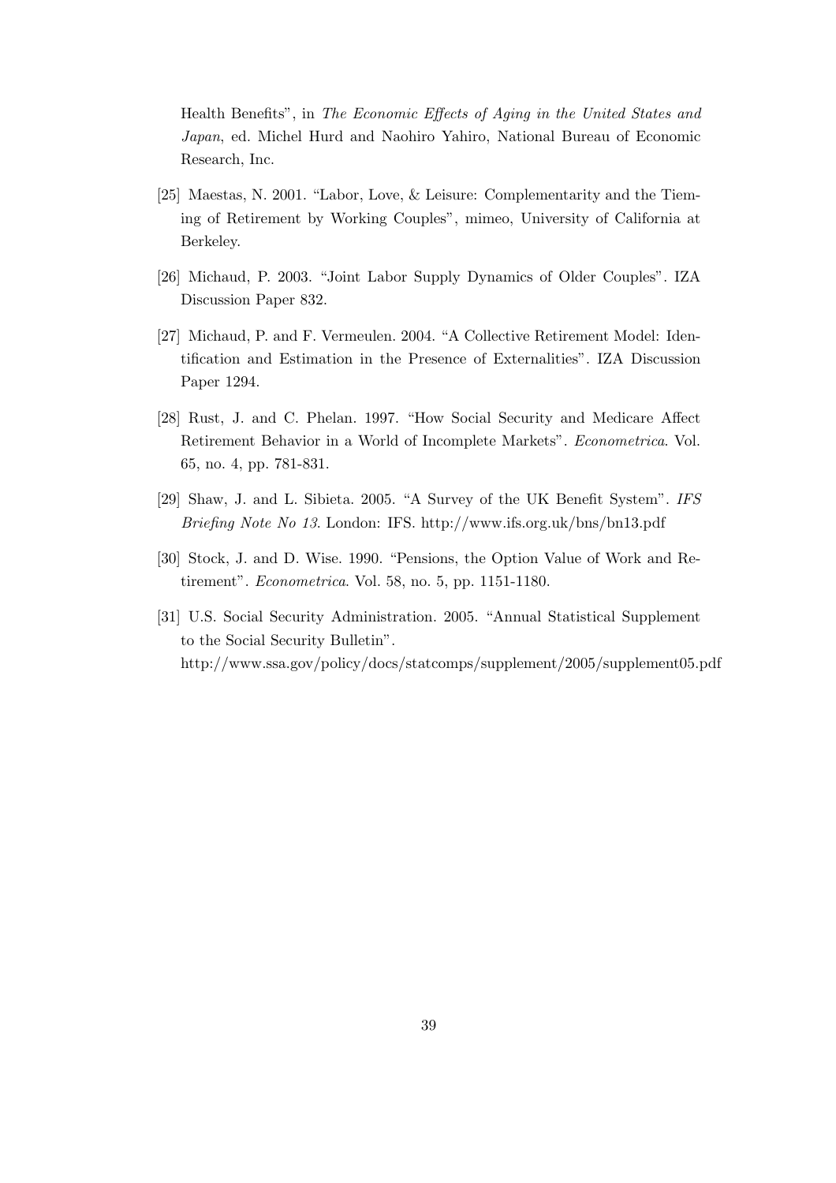Health Benefits", in *The Economic Effects of Aging in the United States and Japan*, ed. Michel Hurd and Naohiro Yahiro, National Bureau of Economic Research, Inc.

[25] Maestas, N. 2001. "Labor, Love, & Leisure: Complementarity and the Tieming of Retirement by Working Couples", mimeo, University of California at Berkeley.

[26] Michaud, P. 2003. "Joint Labor Supply Dynamics of Older Couples". IZA Discussion Paper 832.

[27] Michaud, P. and F. Vermeulen. 2004. "A Collective Retirement Model: Identification and Estimation in the Presence of Externalities". IZA Discussion Paper 1294.

[28] Rust, J. and C. Phelan. 1997. "How Social Security and Medicare Affect Retirement Behavior in a World of Incomplete Markets". *Econometrica*. Vol. 65, no. 4, pp. 781-831.

[29] Shaw, J. and L. Sibieta. 2005. "A Survey of the UK Benefit System". *IFS Briefing Note No 13*. London: IFS. http://www.ifs.org.uk/bns/bn13.pdf

[30] Stock, J. and D. Wise. 1990. "Pensions, the Option Value of Work and Retirement". *Econometrica*. Vol. 58, no. 5, pp. 1151-1180.

[31] U.S. Social Security Administration. 2005. "Annual Statistical Supplement to the Social Security Bulletin".
http://www.ssa.gov/policy/docs/statcomps/supplement/2005/supplement05.pdf